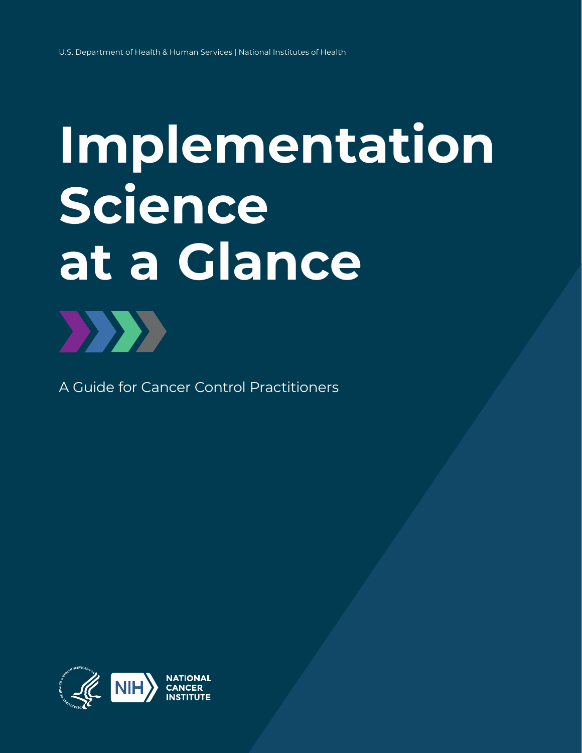U.S. Department of Health & Human Services | National Institutes of Health

# Implementation Science at a Glance

A Guide for Cancer Control Practitioners

NIH NATIONAL CANCER INSTITUTE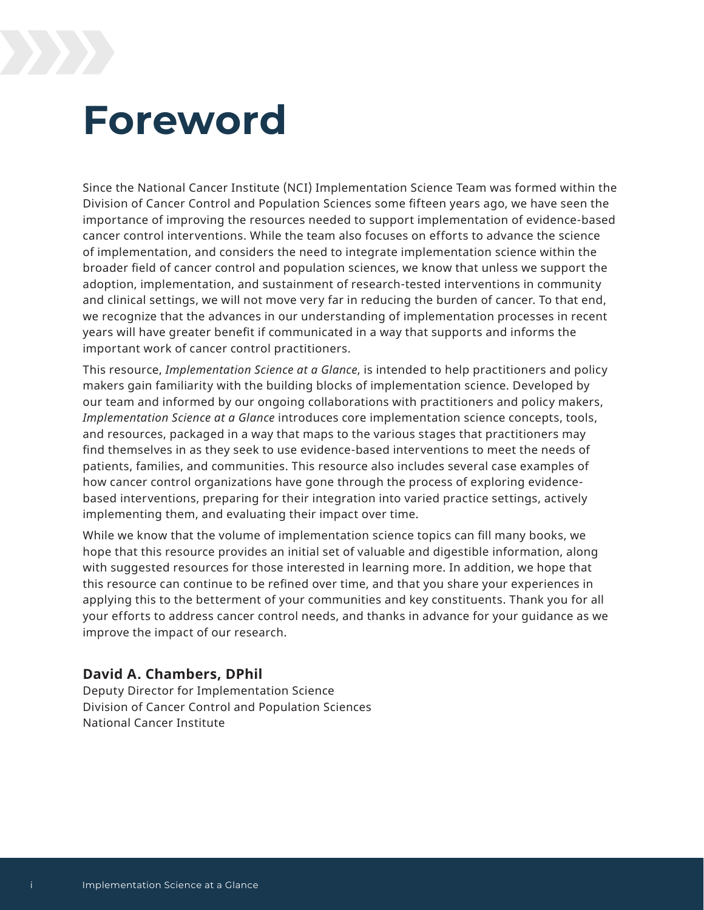# Foreword

Since the National Cancer Institute (NCI) Implementation Science Team was formed within the Division of Cancer Control and Population Sciences some fifteen years ago, we have seen the importance of improving the resources needed to support implementation of evidence-based cancer control interventions. While the team also focuses on efforts to advance the science of implementation, and considers the need to integrate implementation science within the broader field of cancer control and population sciences, we know that unless we support the adoption, implementation, and sustainment of research-tested interventions in community and clinical settings, we will not move very far in reducing the burden of cancer. To that end, we recognize that the advances in our understanding of implementation processes in recent years will have greater benefit if communicated in a way that supports and informs the important work of cancer control practitioners.

This resource, *Implementation Science at a Glance*, is intended to help practitioners and policy makers gain familiarity with the building blocks of implementation science. Developed by our team and informed by our ongoing collaborations with practitioners and policy makers, *Implementation Science at a Glance* introduces core implementation science concepts, tools, and resources, packaged in a way that maps to the various stages that practitioners may find themselves in as they seek to use evidence-based interventions to meet the needs of patients, families, and communities. This resource also includes several case examples of how cancer control organizations have gone through the process of exploring evidence-based interventions, preparing for their integration into varied practice settings, actively implementing them, and evaluating their impact over time.

While we know that the volume of implementation science topics can fill many books, we hope that this resource provides an initial set of valuable and digestible information, along with suggested resources for those interested in learning more. In addition, we hope that this resource can continue to be refined over time, and that you share your experiences in applying this to the betterment of your communities and key constituents. Thank you for all your efforts to address cancer control needs, and thanks in advance for your guidance as we improve the impact of our research.

**David A. Chambers, DPhil**
Deputy Director for Implementation Science
Division of Cancer Control and Population Sciences
National Cancer Institute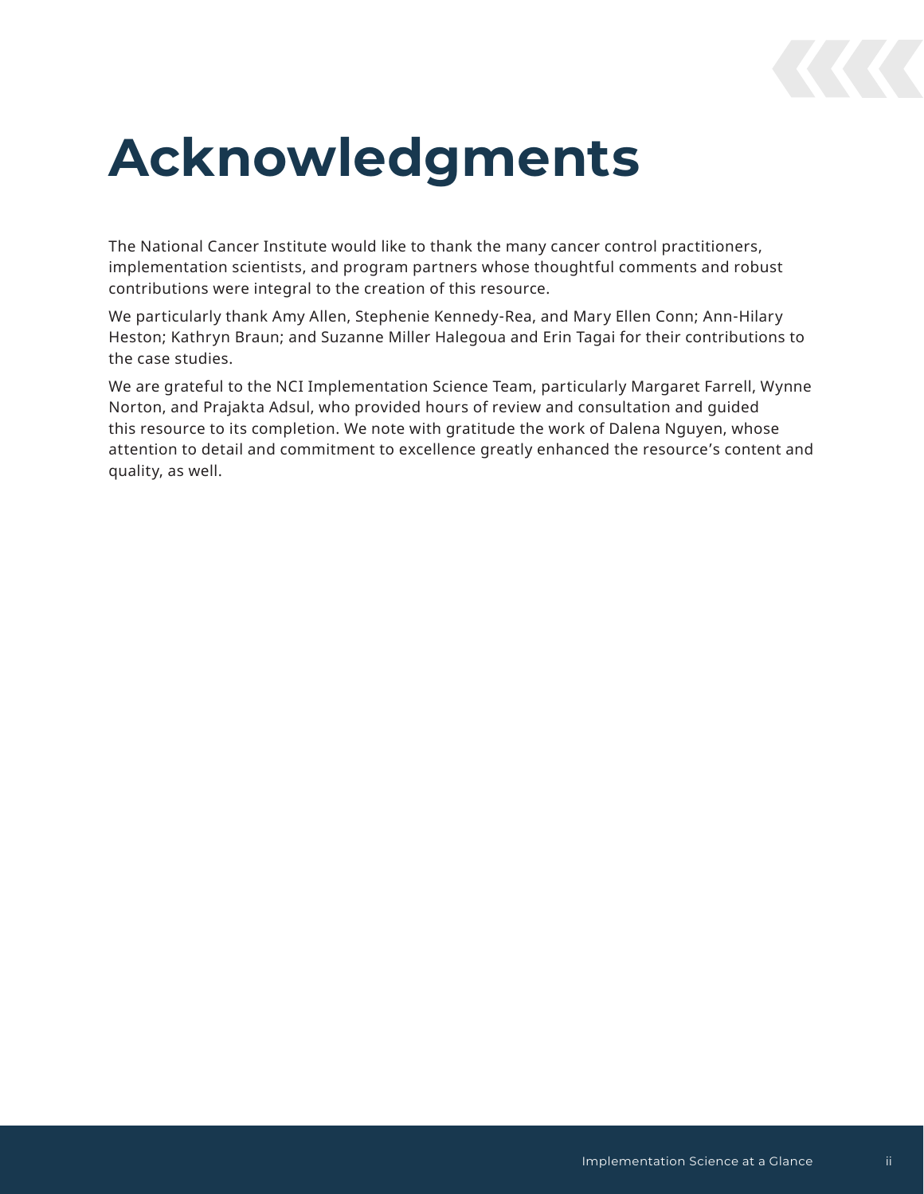# Acknowledgments

The National Cancer Institute would like to thank the many cancer control practitioners, implementation scientists, and program partners whose thoughtful comments and robust contributions were integral to the creation of this resource.

We particularly thank Amy Allen, Stephenie Kennedy-Rea, and Mary Ellen Conn; Ann-Hilary Heston; Kathryn Braun; and Suzanne Miller Halegoua and Erin Tagai for their contributions to the case studies.

We are grateful to the NCI Implementation Science Team, particularly Margaret Farrell, Wynne Norton, and Prajakta Adsul, who provided hours of review and consultation and guided this resource to its completion. We note with gratitude the work of Dalena Nguyen, whose attention to detail and commitment to excellence greatly enhanced the resource's content and quality, as well.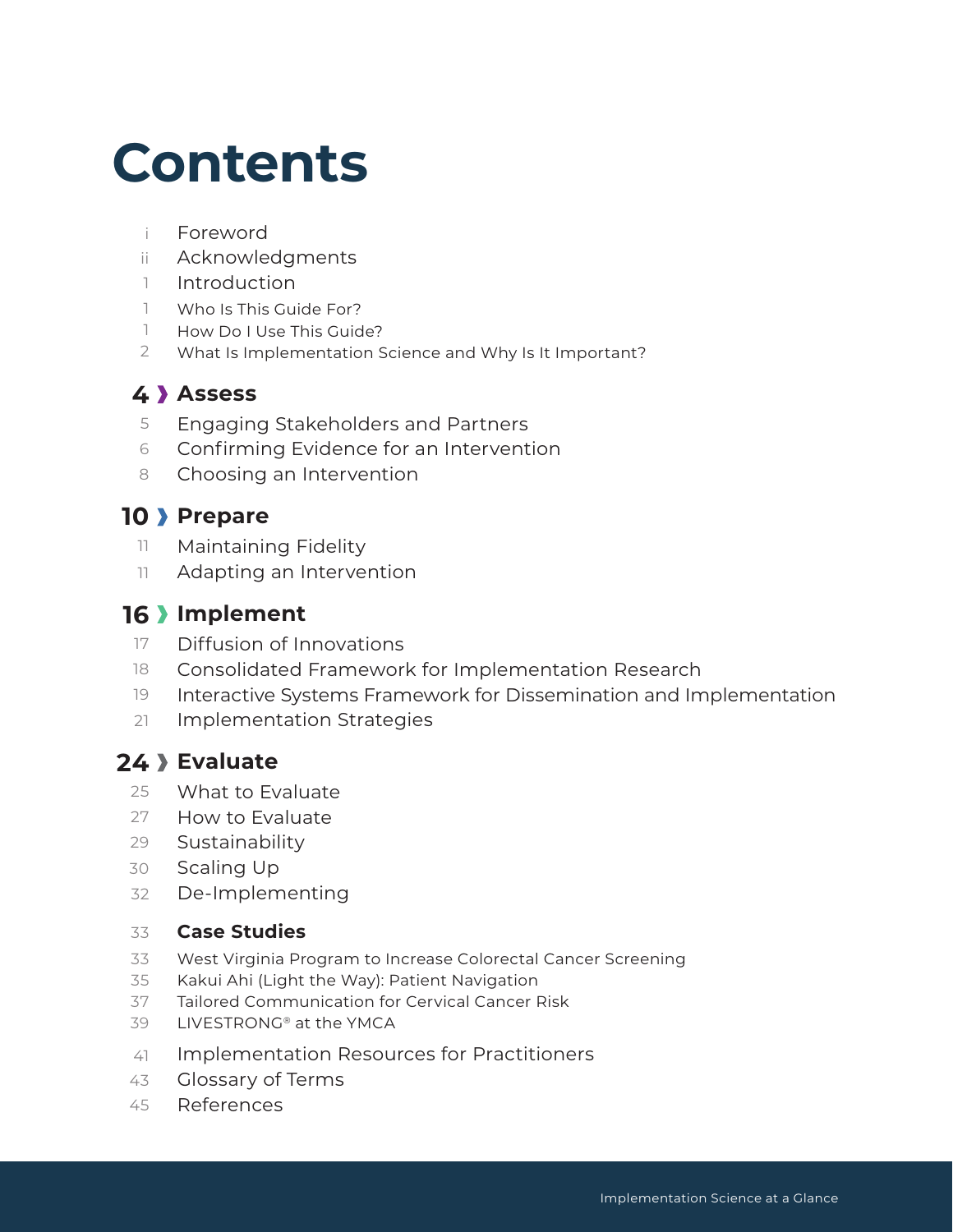# Contents

- i Foreword
- ii Acknowledgments
- 1 Introduction
- 1 Who Is This Guide For?
- 1 How Do I Use This Guide?
- 2 What Is Implementation Science and Why Is It Important?

## 4 ❯ Assess

- 5 Engaging Stakeholders and Partners
- 6 Confirming Evidence for an Intervention
- 8 Choosing an Intervention

## 10 ❯ Prepare

- 11 Maintaining Fidelity
- 11 Adapting an Intervention

## 16 ❯ Implement

- 17 Diffusion of Innovations
- 18 Consolidated Framework for Implementation Research
- 19 Interactive Systems Framework for Dissemination and Implementation
- 21 Implementation Strategies

## 24 ❯ Evaluate

- 25 What to Evaluate
- 27 How to Evaluate
- 29 Sustainability
- 30 Scaling Up
- 32 De-Implementing

**33 Case Studies**

- 33 West Virginia Program to Increase Colorectal Cancer Screening
- 35 Kakui Ahi (Light the Way): Patient Navigation
- 37 Tailored Communication for Cervical Cancer Risk
- 39 LIVESTRONG® at the YMCA

- 41 Implementation Resources for Practitioners
- 43 Glossary of Terms
- 45 References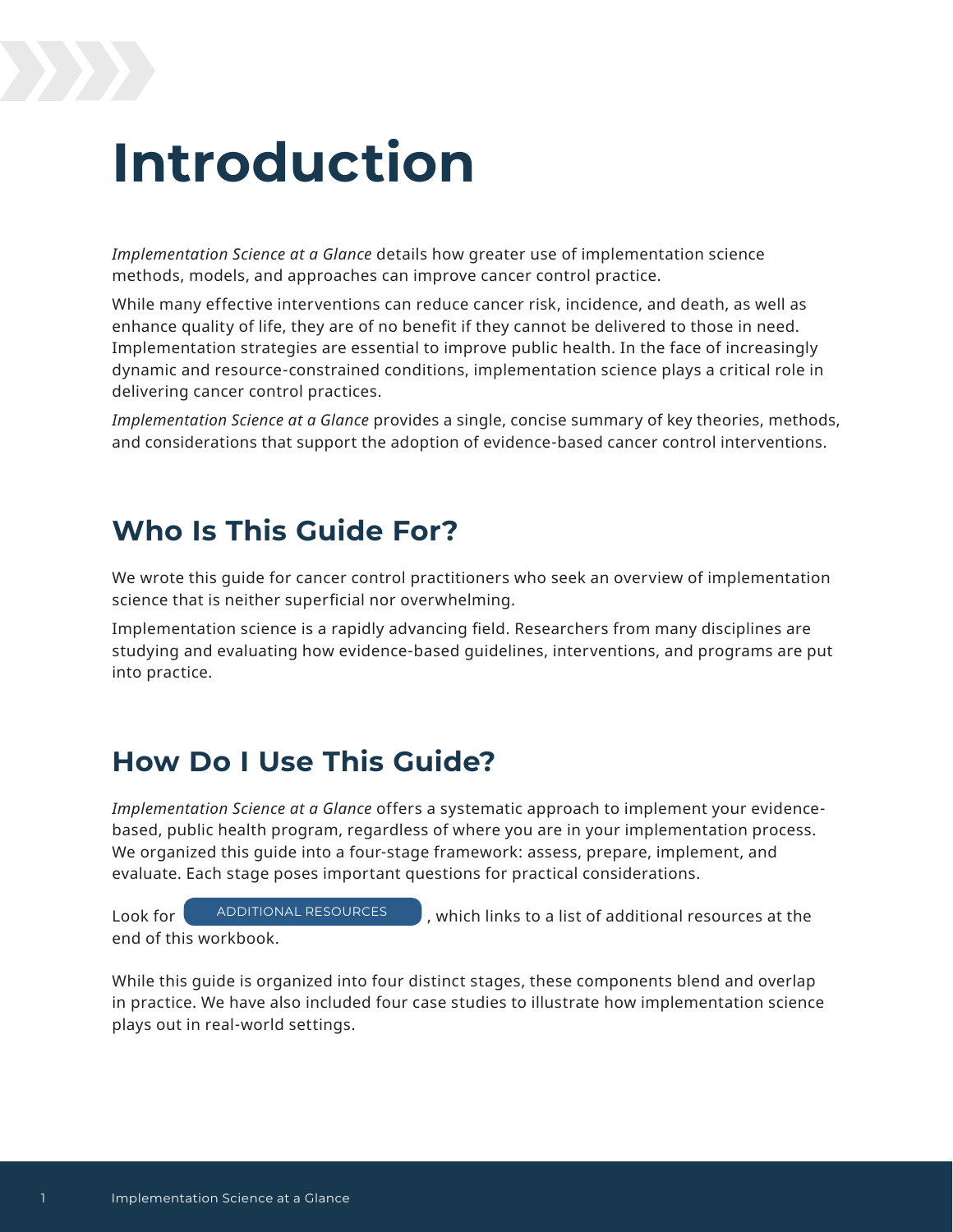# Introduction

*Implementation Science at a Glance* details how greater use of implementation science methods, models, and approaches can improve cancer control practice.

While many effective interventions can reduce cancer risk, incidence, and death, as well as enhance quality of life, they are of no benefit if they cannot be delivered to those in need. Implementation strategies are essential to improve public health. In the face of increasingly dynamic and resource-constrained conditions, implementation science plays a critical role in delivering cancer control practices.

*Implementation Science at a Glance* provides a single, concise summary of key theories, methods, and considerations that support the adoption of evidence-based cancer control interventions.

## Who Is This Guide For?

We wrote this guide for cancer control practitioners who seek an overview of implementation science that is neither superficial nor overwhelming.

Implementation science is a rapidly advancing field. Researchers from many disciplines are studying and evaluating how evidence-based guidelines, interventions, and programs are put into practice.

## How Do I Use This Guide?

*Implementation Science at a Glance* offers a systematic approach to implement your evidence-based, public health program, regardless of where you are in your implementation process. We organized this guide into a four-stage framework: assess, prepare, implement, and evaluate. Each stage poses important questions for practical considerations.

Look for ADDITIONAL RESOURCES, which links to a list of additional resources at the end of this workbook.

While this guide is organized into four distinct stages, these components blend and overlap in practice. We have also included four case studies to illustrate how implementation science plays out in real-world settings.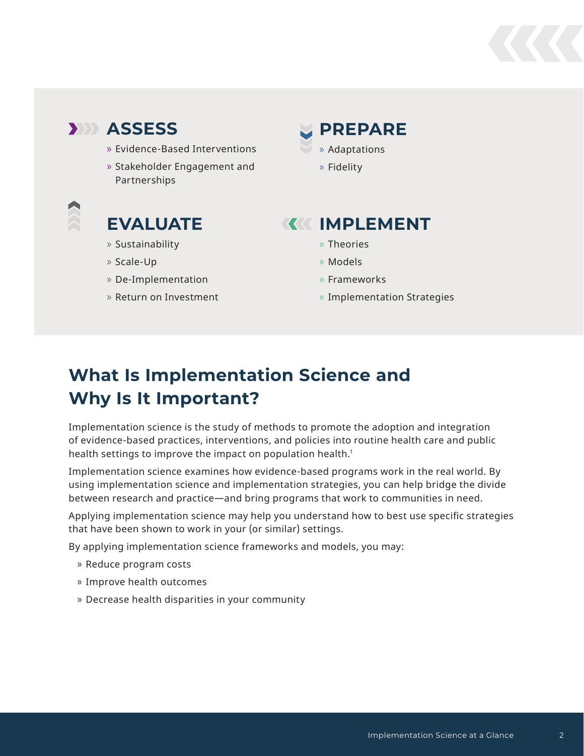## ASSESS

- Evidence-Based Interventions
- Stakeholder Engagement and Partnerships

## PREPARE

- Adaptations
- Fidelity

## IMPLEMENT

- Theories
- Models
- Frameworks
- Implementation Strategies

## EVALUATE

- Sustainability
- Scale-Up
- De-Implementation
- Return on Investment

# What Is Implementation Science and Why Is It Important?

Implementation science is the study of methods to promote the adoption and integration of evidence-based practices, interventions, and policies into routine health care and public health settings to improve the impact on population health.[1]

Implementation science examines how evidence-based programs work in the real world. By using implementation science and implementation strategies, you can help bridge the divide between research and practice—and bring programs that work to communities in need.

Applying implementation science may help you understand how to best use specific strategies that have been shown to work in your (or similar) settings.

By applying implementation science frameworks and models, you may:

- Reduce program costs
- Improve health outcomes
- Decrease health disparities in your community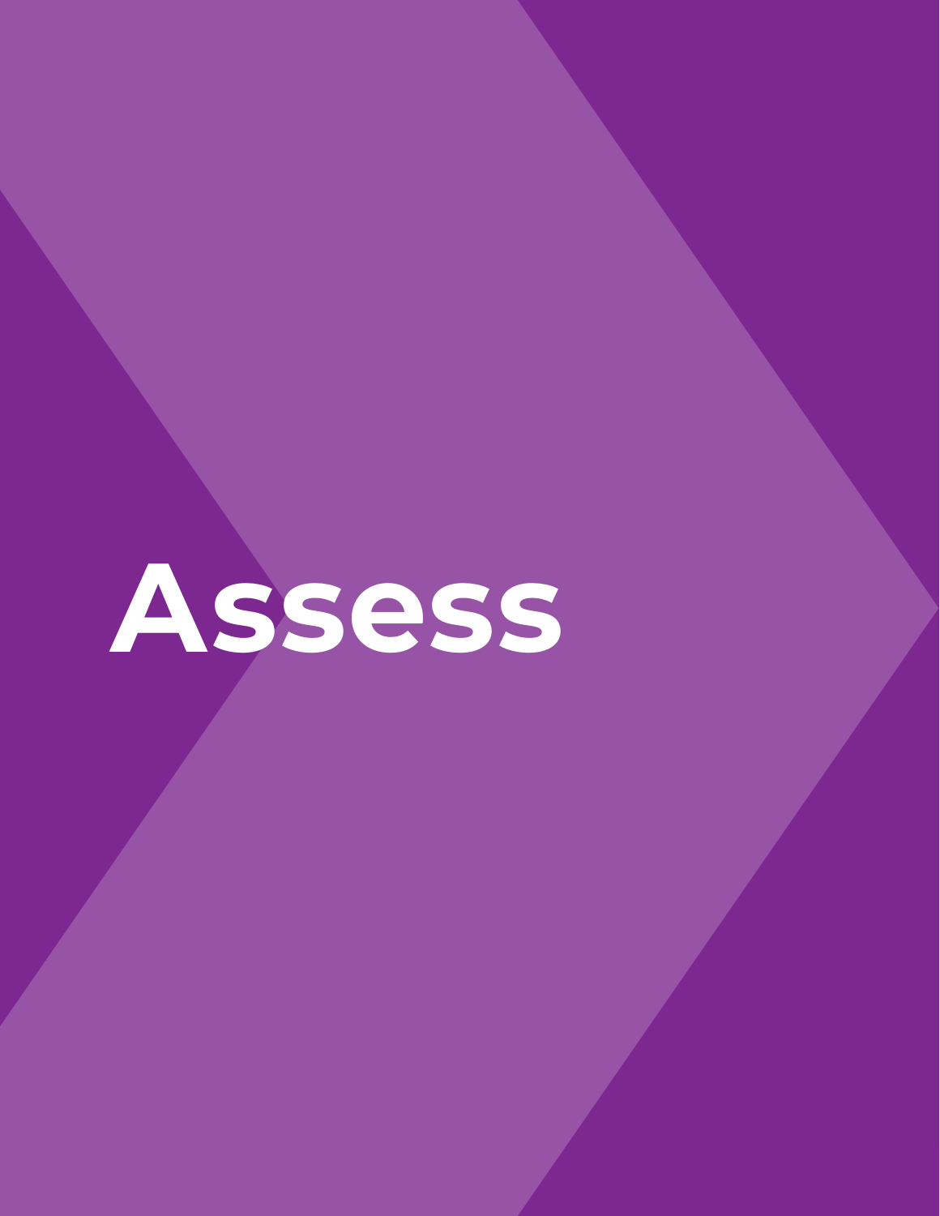# Assess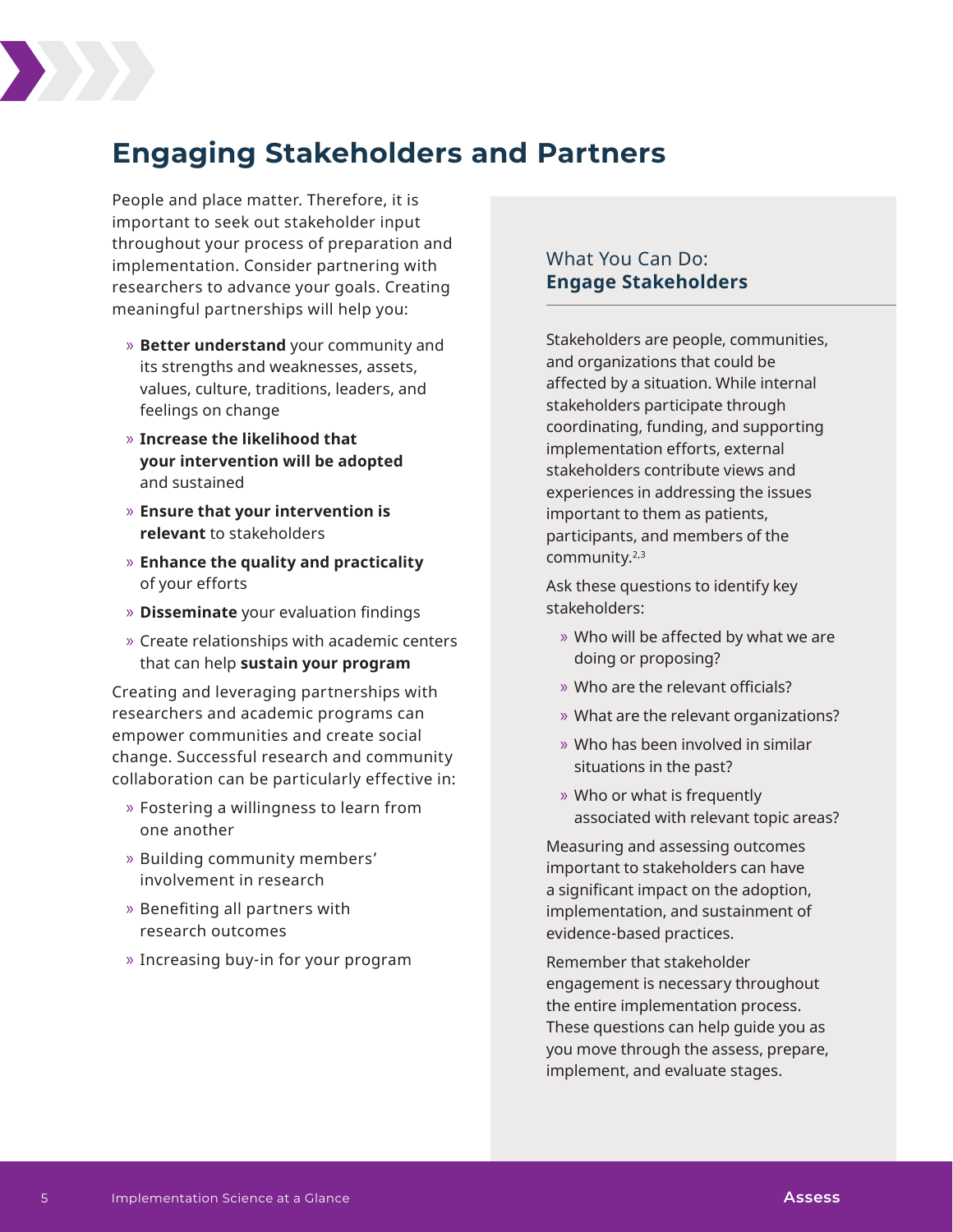# Engaging Stakeholders and Partners

People and place matter. Therefore, it is important to seek out stakeholder input throughout your process of preparation and implementation. Consider partnering with researchers to advance your goals. Creating meaningful partnerships will help you:

- **Better understand** your community and its strengths and weaknesses, assets, values, culture, traditions, leaders, and feelings on change
- **Increase the likelihood that your intervention will be adopted** and sustained
- **Ensure that your intervention is relevant** to stakeholders
- **Enhance the quality and practicality** of your efforts
- **Disseminate** your evaluation findings
- Create relationships with academic centers that can help **sustain your program**

Creating and leveraging partnerships with researchers and academic programs can empower communities and create social change. Successful research and community collaboration can be particularly effective in:

- Fostering a willingness to learn from one another
- Building community members' involvement in research
- Benefiting all partners with research outcomes
- Increasing buy-in for your program

## What You Can Do: **Engage Stakeholders**

Stakeholders are people, communities, and organizations that could be affected by a situation. While internal stakeholders participate through coordinating, funding, and supporting implementation efforts, external stakeholders contribute views and experiences in addressing the issues important to them as patients, participants, and members of the community.[2,3]

Ask these questions to identify key stakeholders:

- Who will be affected by what we are doing or proposing?
- Who are the relevant officials?
- What are the relevant organizations?
- Who has been involved in similar situations in the past?
- Who or what is frequently associated with relevant topic areas?

Measuring and assessing outcomes important to stakeholders can have a significant impact on the adoption, implementation, and sustainment of evidence-based practices.

Remember that stakeholder engagement is necessary throughout the entire implementation process. These questions can help guide you as you move through the assess, prepare, implement, and evaluate stages.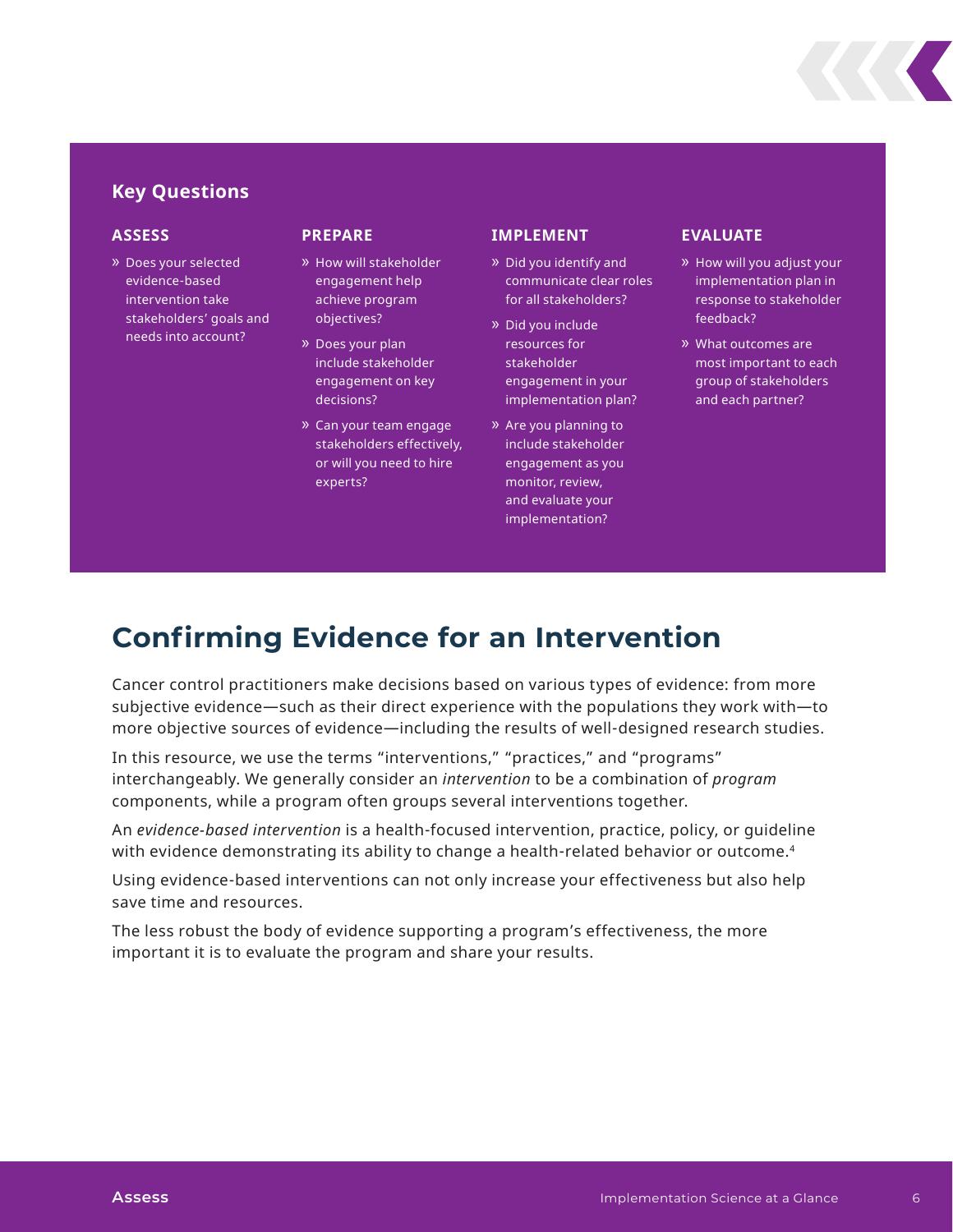### Key Questions

#### ASSESS

- Does your selected evidence-based intervention take stakeholders' goals and needs into account?

#### PREPARE

- How will stakeholder engagement help achieve program objectives?
- Does your plan include stakeholder engagement on key decisions?
- Can your team engage stakeholders effectively, or will you need to hire experts?

#### IMPLEMENT

- Did you identify and communicate clear roles for all stakeholders?
- Did you include resources for stakeholder engagement in your implementation plan?
- Are you planning to include stakeholder engagement as you monitor, review, and evaluate your implementation?

#### EVALUATE

- How will you adjust your implementation plan in response to stakeholder feedback?
- What outcomes are most important to each group of stakeholders and each partner?

## Confirming Evidence for an Intervention

Cancer control practitioners make decisions based on various types of evidence: from more subjective evidence—such as their direct experience with the populations they work with—to more objective sources of evidence—including the results of well-designed research studies.

In this resource, we use the terms "interventions," "practices," and "programs" interchangeably. We generally consider an *intervention* to be a combination of *program* components, while a program often groups several interventions together.

An *evidence-based intervention* is a health-focused intervention, practice, policy, or guideline with evidence demonstrating its ability to change a health-related behavior or outcome.[4]

Using evidence-based interventions can not only increase your effectiveness but also help save time and resources.

The less robust the body of evidence supporting a program's effectiveness, the more important it is to evaluate the program and share your results.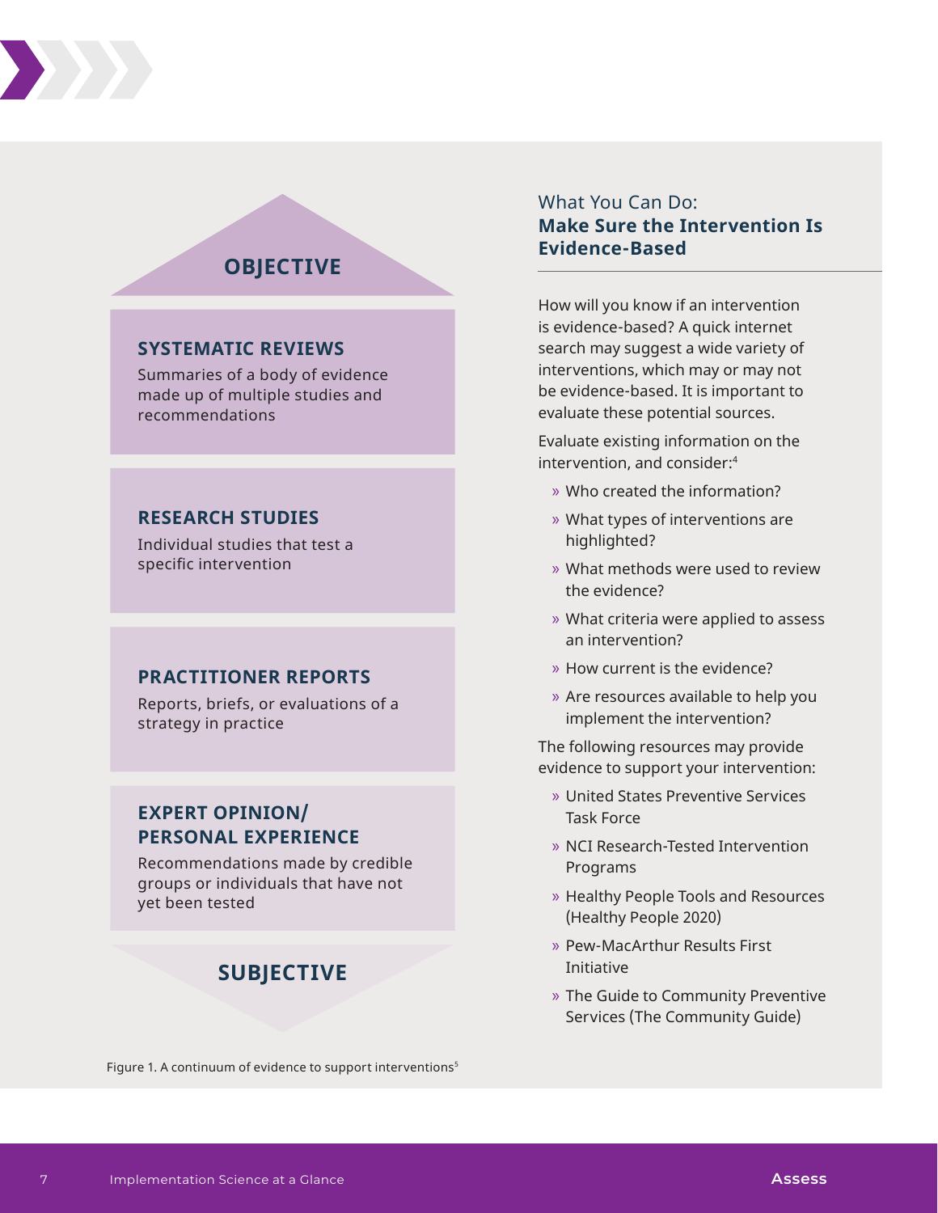**OBJECTIVE**

**SYSTEMATIC REVIEWS**

Summaries of a body of evidence made up of multiple studies and recommendations

**RESEARCH STUDIES**

Individual studies that test a specific intervention

**PRACTITIONER REPORTS**

Reports, briefs, or evaluations of a strategy in practice

**EXPERT OPINION/ PERSONAL EXPERIENCE**

Recommendations made by credible groups or individuals that have not yet been tested

**SUBJECTIVE**

Figure 1. A continuum of evidence to support interventions[5]

## What You Can Do: **Make Sure the Intervention Is Evidence-Based**

How will you know if an intervention is evidence-based? A quick internet search may suggest a wide variety of interventions, which may or may not be evidence-based. It is important to evaluate these potential sources.

Evaluate existing information on the intervention, and consider:[4]

- Who created the information?
- What types of interventions are highlighted?
- What methods were used to review the evidence?
- What criteria were applied to assess an intervention?
- How current is the evidence?
- Are resources available to help you implement the intervention?

The following resources may provide evidence to support your intervention:

- United States Preventive Services Task Force
- NCI Research-Tested Intervention Programs
- Healthy People Tools and Resources (Healthy People 2020)
- Pew-MacArthur Results First Initiative
- The Guide to Community Preventive Services (The Community Guide)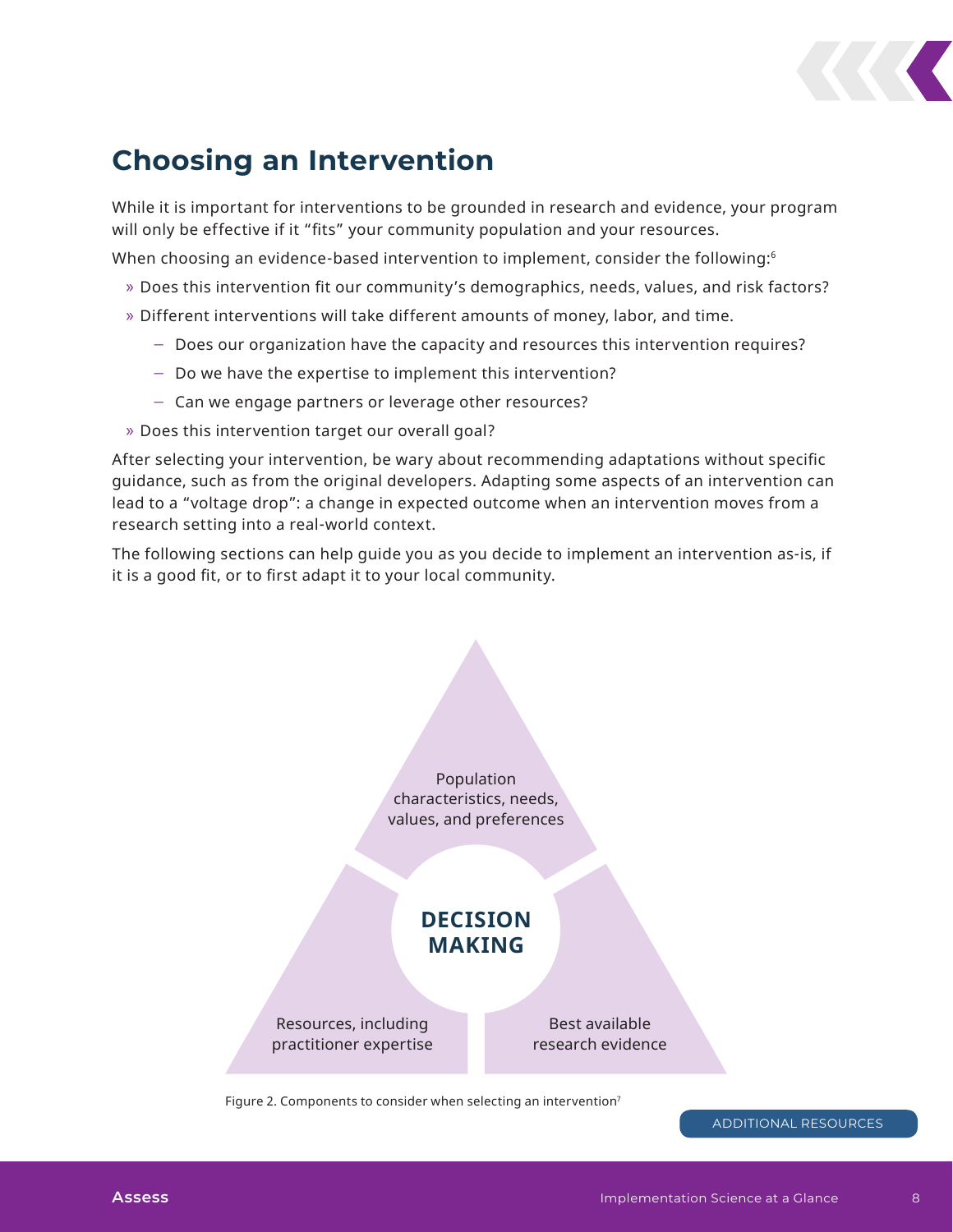## Choosing an Intervention

While it is important for interventions to be grounded in research and evidence, your program will only be effective if it "fits" your community population and your resources.

When choosing an evidence-based intervention to implement, consider the following:[6]

- Does this intervention fit our community's demographics, needs, values, and risk factors?
- Different interventions will take different amounts of money, labor, and time.
  - Does our organization have the capacity and resources this intervention requires?
  - Do we have the expertise to implement this intervention?
  - Can we engage partners or leverage other resources?
- Does this intervention target our overall goal?

After selecting your intervention, be wary about recommending adaptations without specific guidance, such as from the original developers. Adapting some aspects of an intervention can lead to a "voltage drop": a change in expected outcome when an intervention moves from a research setting into a real-world context.

The following sections can help guide you as you decide to implement an intervention as-is, if it is a good fit, or to first adapt it to your local community.

Population characteristics, needs, values, and preferences

**DECISION MAKING**

Resources, including practitioner expertise

Best available research evidence

Figure 2. Components to consider when selecting an intervention[7]

ADDITIONAL RESOURCES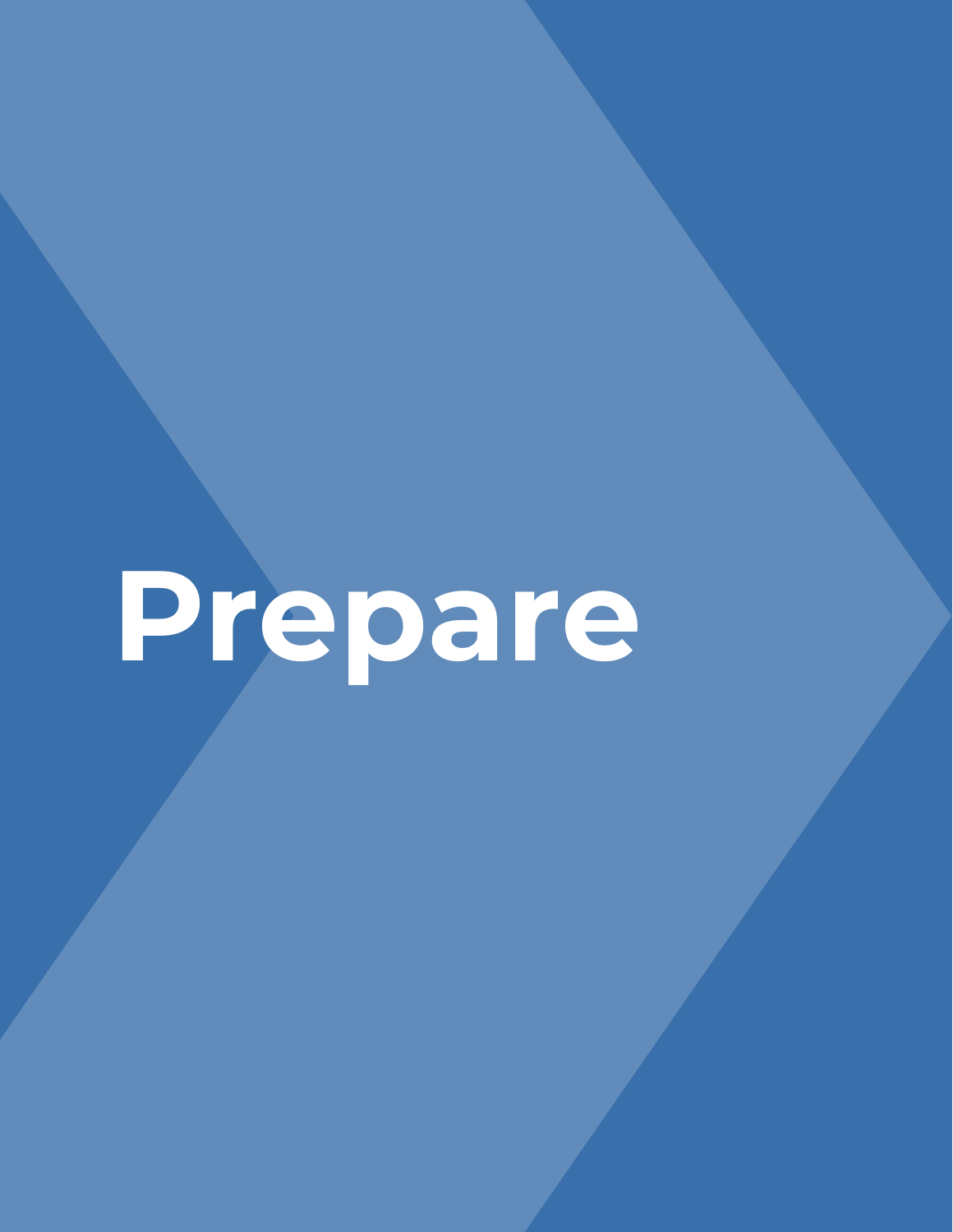# Prepare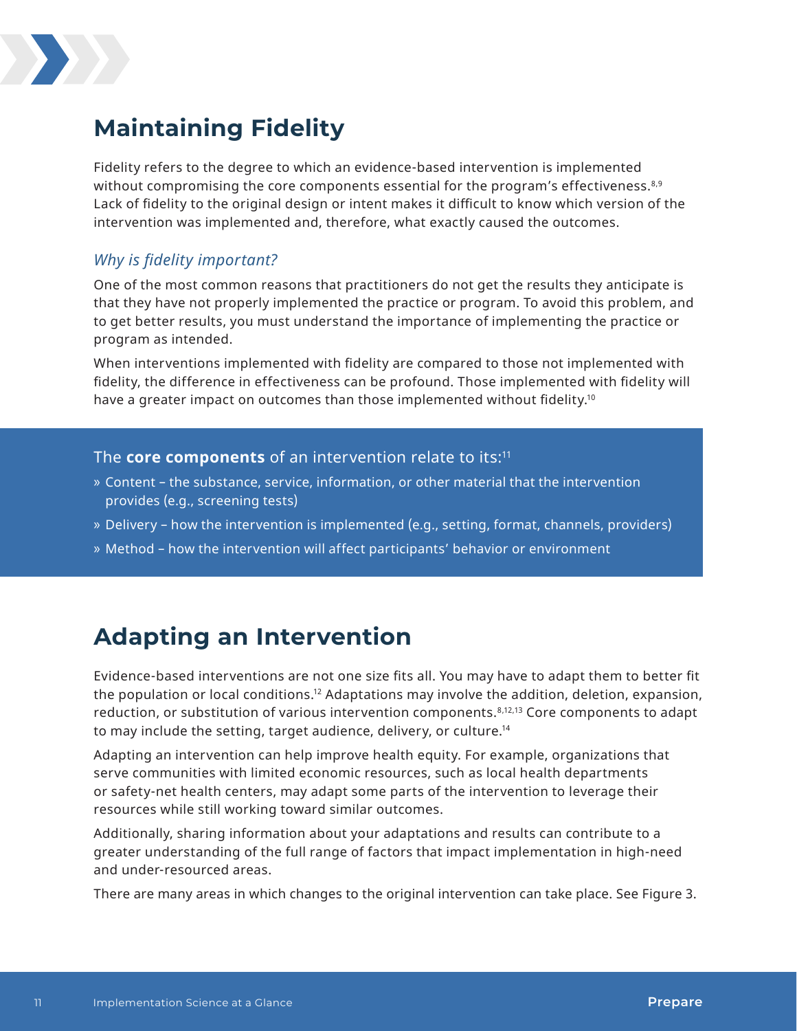# Maintaining Fidelity

Fidelity refers to the degree to which an evidence-based intervention is implemented without compromising the core components essential for the program's effectiveness.[8,9] Lack of fidelity to the original design or intent makes it difficult to know which version of the intervention was implemented and, therefore, what exactly caused the outcomes.

### *Why is fidelity important?*

One of the most common reasons that practitioners do not get the results they anticipate is that they have not properly implemented the practice or program. To avoid this problem, and to get better results, you must understand the importance of implementing the practice or program as intended.

When interventions implemented with fidelity are compared to those not implemented with fidelity, the difference in effectiveness can be profound. Those implemented with fidelity will have a greater impact on outcomes than those implemented without fidelity.[10]

The **core components** of an intervention relate to its:[11]

- Content – the substance, service, information, or other material that the intervention provides (e.g., screening tests)
- Delivery – how the intervention is implemented (e.g., setting, format, channels, providers)
- Method – how the intervention will affect participants' behavior or environment

# Adapting an Intervention

Evidence-based interventions are not one size fits all. You may have to adapt them to better fit the population or local conditions.[12] Adaptations may involve the addition, deletion, expansion, reduction, or substitution of various intervention components.[8,12,13] Core components to adapt to may include the setting, target audience, delivery, or culture.[14]

Adapting an intervention can help improve health equity. For example, organizations that serve communities with limited economic resources, such as local health departments or safety-net health centers, may adapt some parts of the intervention to leverage their resources while still working toward similar outcomes.

Additionally, sharing information about your adaptations and results can contribute to a greater understanding of the full range of factors that impact implementation in high-need and under-resourced areas.

There are many areas in which changes to the original intervention can take place. See Figure 3.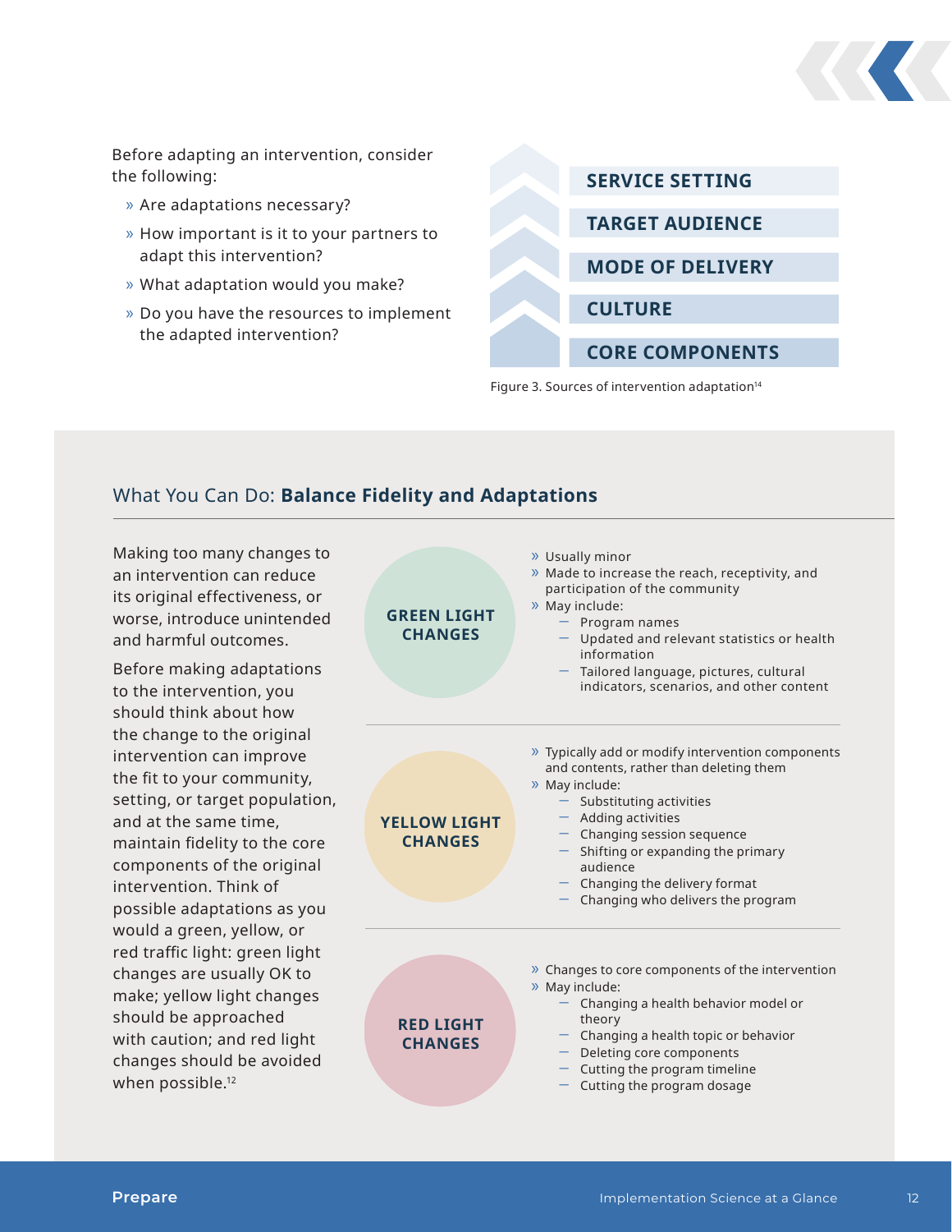Before adapting an intervention, consider the following:

- Are adaptations necessary?
- How important is it to your partners to adapt this intervention?
- What adaptation would you make?
- Do you have the resources to implement the adapted intervention?

**SERVICE SETTING**

**TARGET AUDIENCE**

**MODE OF DELIVERY**

**CULTURE**

**CORE COMPONENTS**

Figure 3. Sources of intervention adaptation[14]

## What You Can Do: **Balance Fidelity and Adaptations**

Making too many changes to an intervention can reduce its original effectiveness, or worse, introduce unintended and harmful outcomes.

Before making adaptations to the intervention, you should think about how the change to the original intervention can improve the fit to your community, setting, or target population, and at the same time, maintain fidelity to the core components of the original intervention. Think of possible adaptations as you would a green, yellow, or red traffic light: green light changes are usually OK to make; yellow light changes should be approached with caution; and red light changes should be avoided when possible.[12]

**GREEN LIGHT CHANGES**

- Usually minor
- Made to increase the reach, receptivity, and participation of the community
- May include:
  - Program names
  - Updated and relevant statistics or health information
  - Tailored language, pictures, cultural indicators, scenarios, and other content

**YELLOW LIGHT CHANGES**

- Typically add or modify intervention components and contents, rather than deleting them
- May include:
  - Substituting activities
  - Adding activities
  - Changing session sequence
  - Shifting or expanding the primary audience
  - Changing the delivery format
  - Changing who delivers the program

**RED LIGHT CHANGES**

- Changes to core components of the intervention
- May include:
  - Changing a health behavior model or theory
  - Changing a health topic or behavior
  - Deleting core components
  - Cutting the program timeline
  - Cutting the program dosage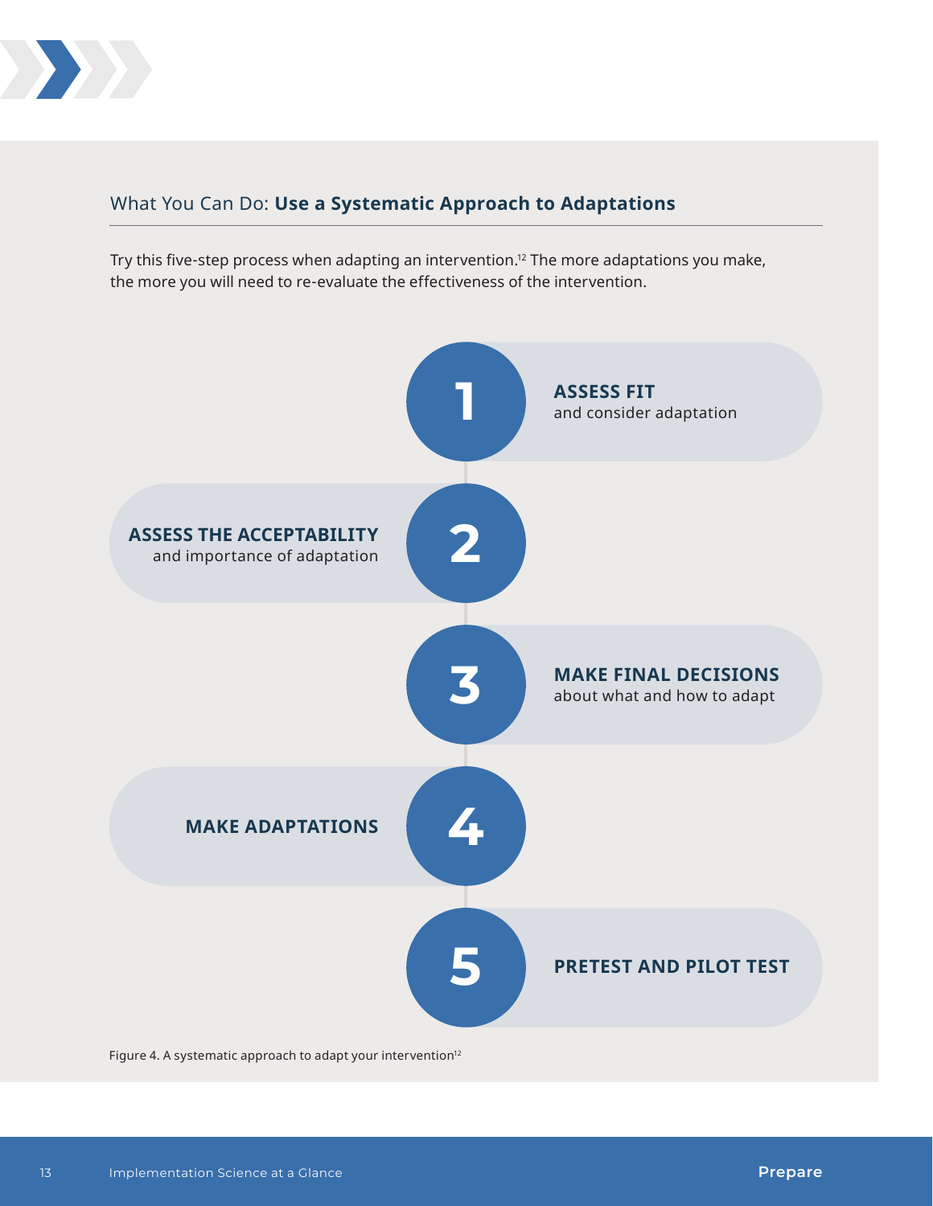## What You Can Do: **Use a Systematic Approach to Adaptations**

Try this five-step process when adapting an intervention.[12] The more adaptations you make, the more you will need to re-evaluate the effectiveness of the intervention.

1. **ASSESS FIT** and consider adaptation
2. **ASSESS THE ACCEPTABILITY** and importance of adaptation
3. **MAKE FINAL DECISIONS** about what and how to adapt
4. **MAKE ADAPTATIONS**
5. **PRETEST AND PILOT TEST**

Figure 4. A systematic approach to adapt your intervention[12]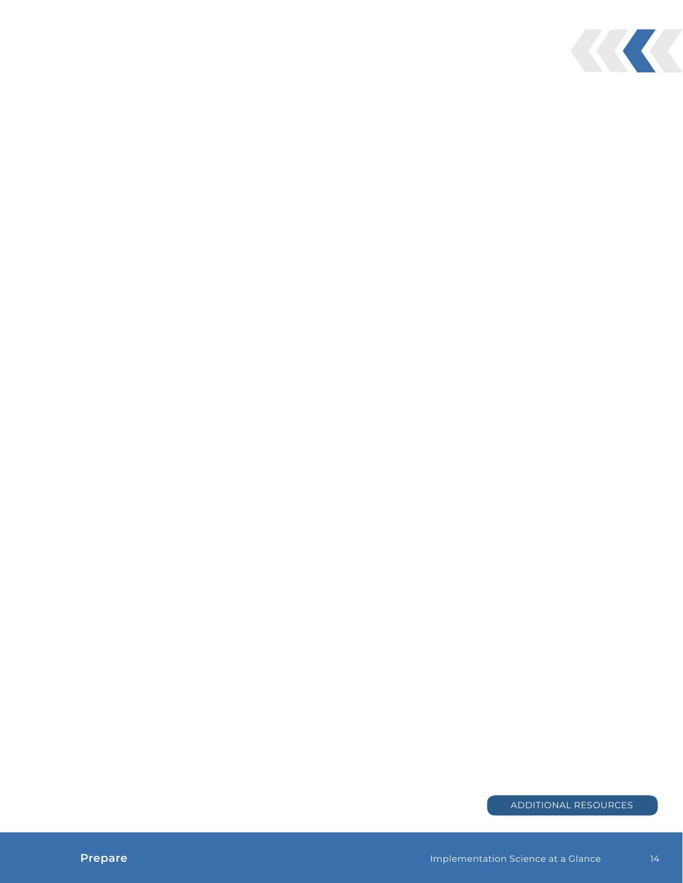ADDITIONAL RESOURCES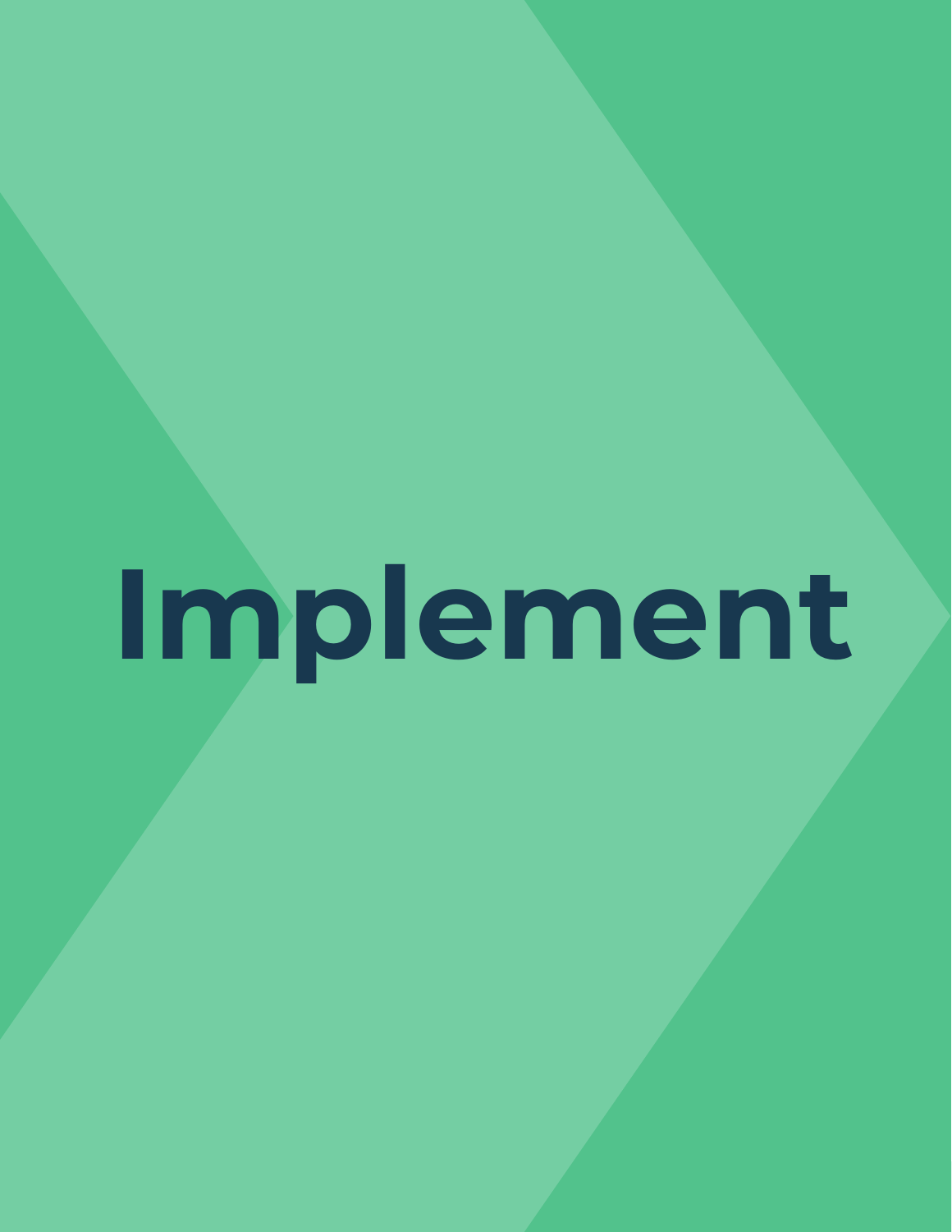# Implement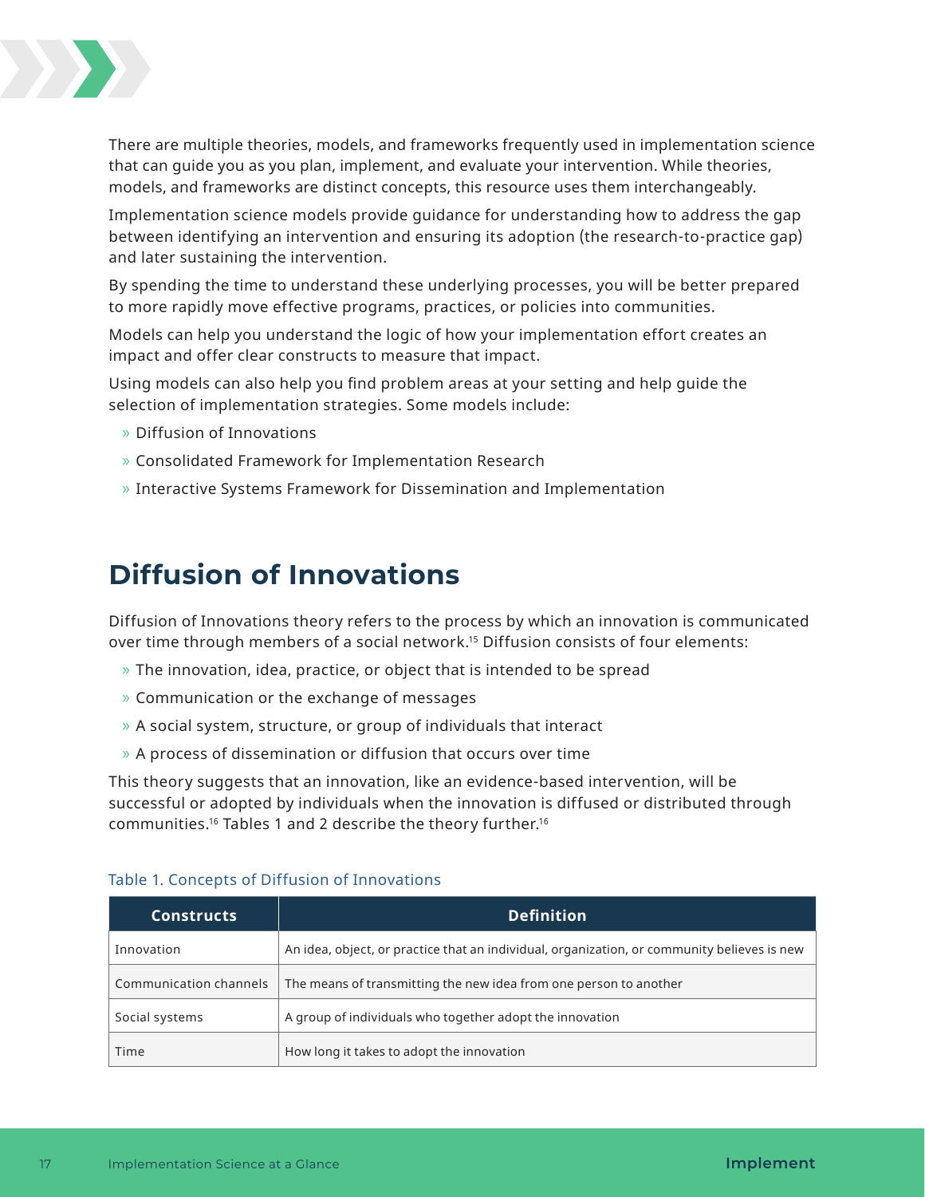There are multiple theories, models, and frameworks frequently used in implementation science that can guide you as you plan, implement, and evaluate your intervention. While theories, models, and frameworks are distinct concepts, this resource uses them interchangeably.

Implementation science models provide guidance for understanding how to address the gap between identifying an intervention and ensuring its adoption (the research-to-practice gap) and later sustaining the intervention.

By spending the time to understand these underlying processes, you will be better prepared to more rapidly move effective programs, practices, or policies into communities.

Models can help you understand the logic of how your implementation effort creates an impact and offer clear constructs to measure that impact.

Using models can also help you find problem areas at your setting and help guide the selection of implementation strategies. Some models include:

- Diffusion of Innovations
- Consolidated Framework for Implementation Research
- Interactive Systems Framework for Dissemination and Implementation

## Diffusion of Innovations

Diffusion of Innovations theory refers to the process by which an innovation is communicated over time through members of a social network.[15] Diffusion consists of four elements:

- The innovation, idea, practice, or object that is intended to be spread
- Communication or the exchange of messages
- A social system, structure, or group of individuals that interact
- A process of dissemination or diffusion that occurs over time

This theory suggests that an innovation, like an evidence-based intervention, will be successful or adopted by individuals when the innovation is diffused or distributed through communities.[16] Tables 1 and 2 describe the theory further.[16]

Table 1. Concepts of Diffusion of Innovations

| Constructs | Definition |
|---|---|
| Innovation | An idea, object, or practice that an individual, organization, or community believes is new |
| Communication channels | The means of transmitting the new idea from one person to another |
| Social systems | A group of individuals who together adopt the innovation |
| Time | How long it takes to adopt the innovation |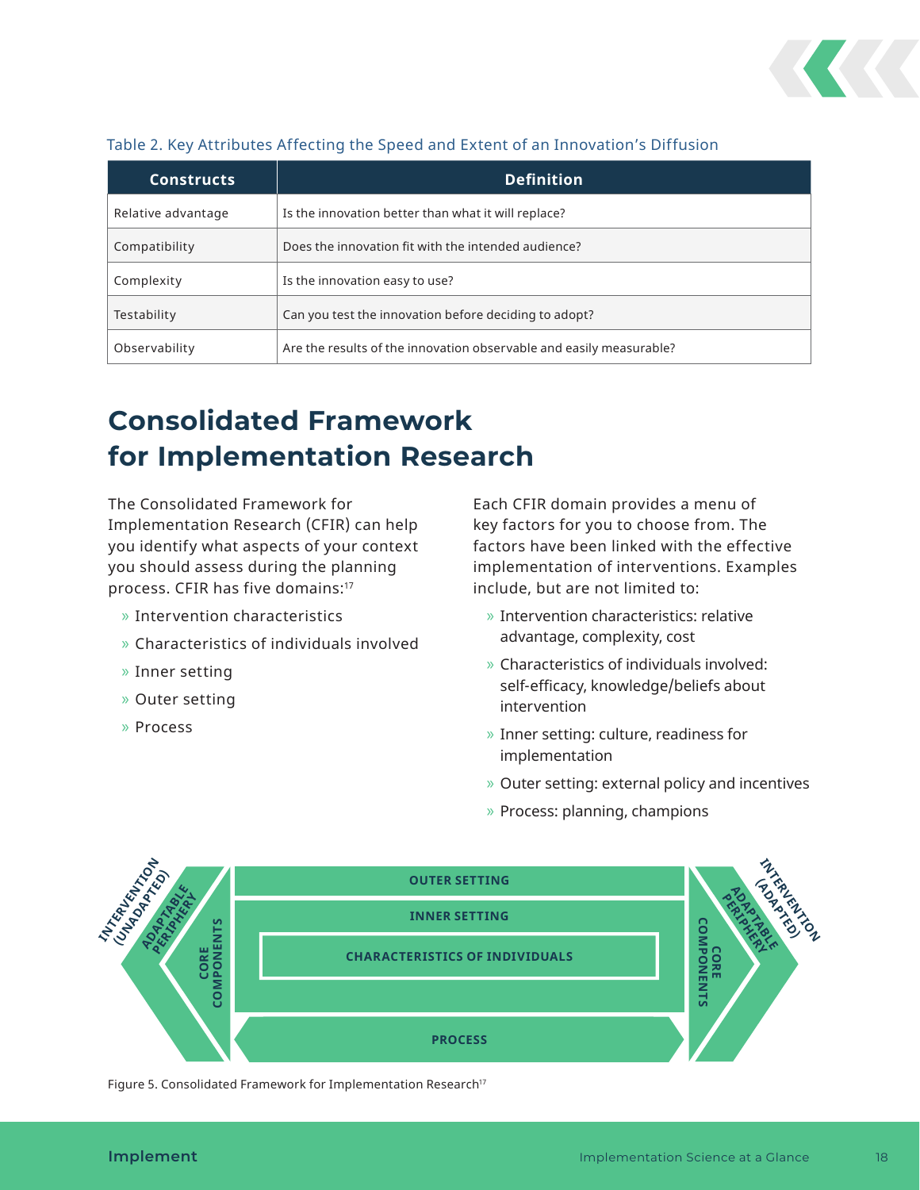Table 2. Key Attributes Affecting the Speed and Extent of an Innovation's Diffusion

| Constructs | Definition |
|---|---|
| Relative advantage | Is the innovation better than what it will replace? |
| Compatibility | Does the innovation fit with the intended audience? |
| Complexity | Is the innovation easy to use? |
| Testability | Can you test the innovation before deciding to adopt? |
| Observability | Are the results of the innovation observable and easily measurable? |

# Consolidated Framework for Implementation Research

The Consolidated Framework for Implementation Research (CFIR) can help you identify what aspects of your context you should assess during the planning process. CFIR has five domains:[17]

- Intervention characteristics
- Characteristics of individuals involved
- Inner setting
- Outer setting
- Process

Each CFIR domain provides a menu of key factors for you to choose from. The factors have been linked with the effective implementation of interventions. Examples include, but are not limited to:

- Intervention characteristics: relative advantage, complexity, cost
- Characteristics of individuals involved: self-efficacy, knowledge/beliefs about intervention
- Inner setting: culture, readiness for implementation
- Outer setting: external policy and incentives
- Process: planning, champions

INTERVENTION (UNADAPTED) | ADAPTABLE PERIPHERY | CORE COMPONENTS | OUTER SETTING | INNER SETTING | CHARACTERISTICS OF INDIVIDUALS | PROCESS | CORE COMPONENTS | ADAPTABLE PERIPHERY | INTERVENTION (ADAPTED)

Figure 5. Consolidated Framework for Implementation Research[17]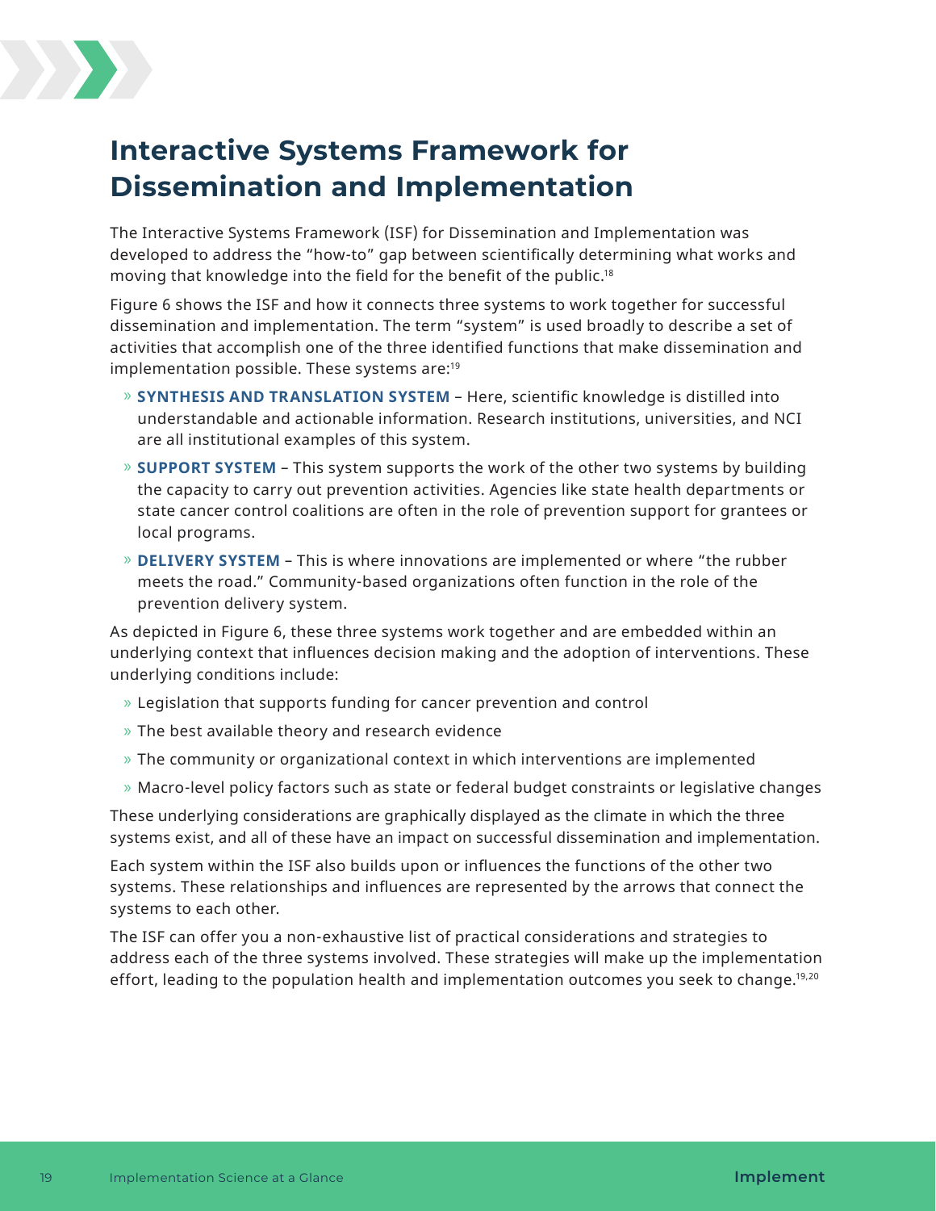# Interactive Systems Framework for Dissemination and Implementation

The Interactive Systems Framework (ISF) for Dissemination and Implementation was developed to address the "how-to" gap between scientifically determining what works and moving that knowledge into the field for the benefit of the public.[18]

Figure 6 shows the ISF and how it connects three systems to work together for successful dissemination and implementation. The term "system" is used broadly to describe a set of activities that accomplish one of the three identified functions that make dissemination and implementation possible. These systems are:[19]

- **SYNTHESIS AND TRANSLATION SYSTEM** – Here, scientific knowledge is distilled into understandable and actionable information. Research institutions, universities, and NCI are all institutional examples of this system.
- **SUPPORT SYSTEM** – This system supports the work of the other two systems by building the capacity to carry out prevention activities. Agencies like state health departments or state cancer control coalitions are often in the role of prevention support for grantees or local programs.
- **DELIVERY SYSTEM** – This is where innovations are implemented or where "the rubber meets the road." Community-based organizations often function in the role of the prevention delivery system.

As depicted in Figure 6, these three systems work together and are embedded within an underlying context that influences decision making and the adoption of interventions. These underlying conditions include:

- Legislation that supports funding for cancer prevention and control
- The best available theory and research evidence
- The community or organizational context in which interventions are implemented
- Macro-level policy factors such as state or federal budget constraints or legislative changes

These underlying considerations are graphically displayed as the climate in which the three systems exist, and all of these have an impact on successful dissemination and implementation.

Each system within the ISF also builds upon or influences the functions of the other two systems. These relationships and influences are represented by the arrows that connect the systems to each other.

The ISF can offer you a non-exhaustive list of practical considerations and strategies to address each of the three systems involved. These strategies will make up the implementation effort, leading to the population health and implementation outcomes you seek to change.[19,20]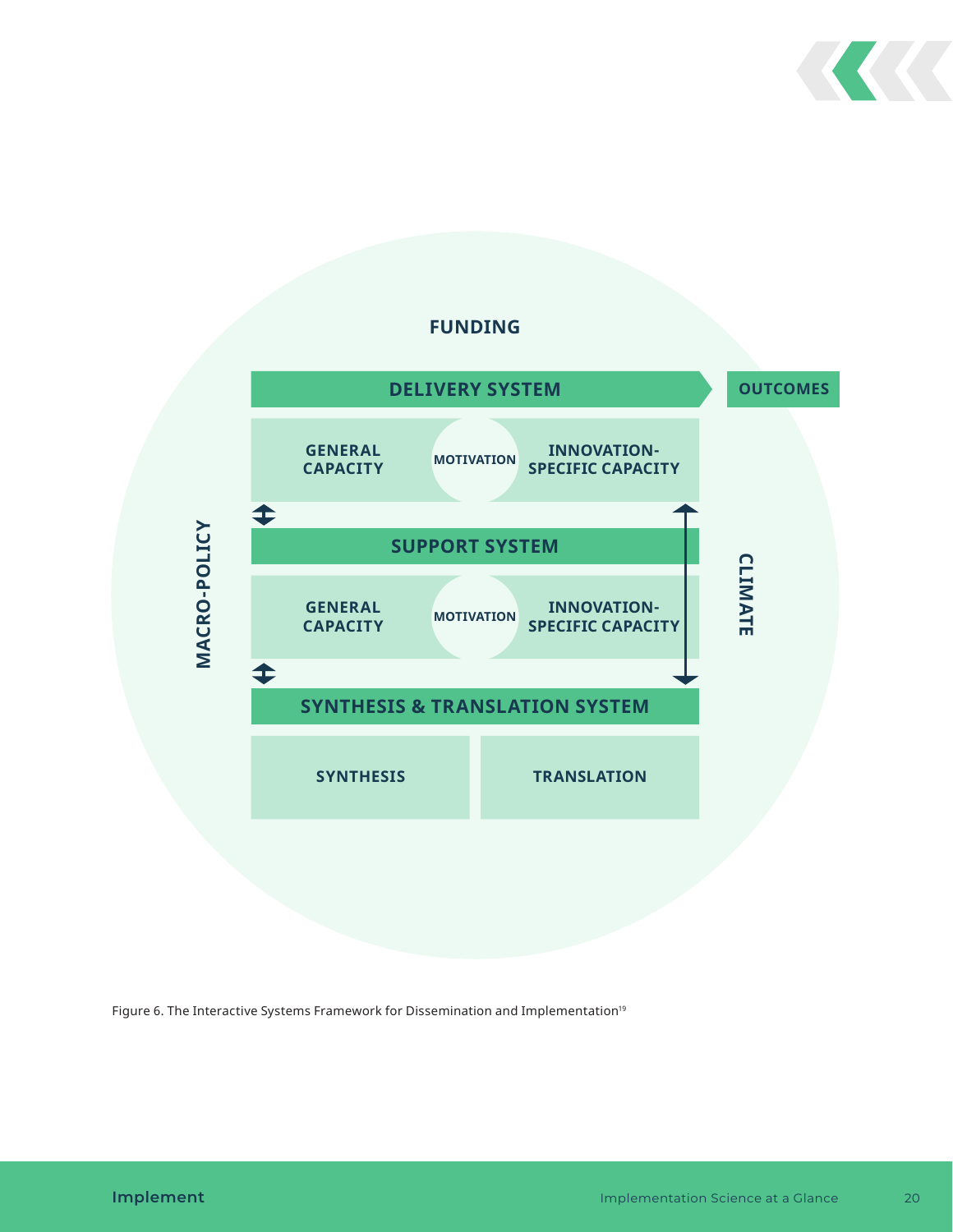FUNDING

**DELIVERY SYSTEM** → **OUTCOMES**

GENERAL CAPACITY | MOTIVATION | INNOVATION-SPECIFIC CAPACITY

**SUPPORT SYSTEM**

GENERAL CAPACITY | MOTIVATION | INNOVATION-SPECIFIC CAPACITY

**SYNTHESIS & TRANSLATION SYSTEM**

SYNTHESIS | TRANSLATION

MACRO-POLICY

CLIMATE

Figure 6. The Interactive Systems Framework for Dissemination and Implementation[19]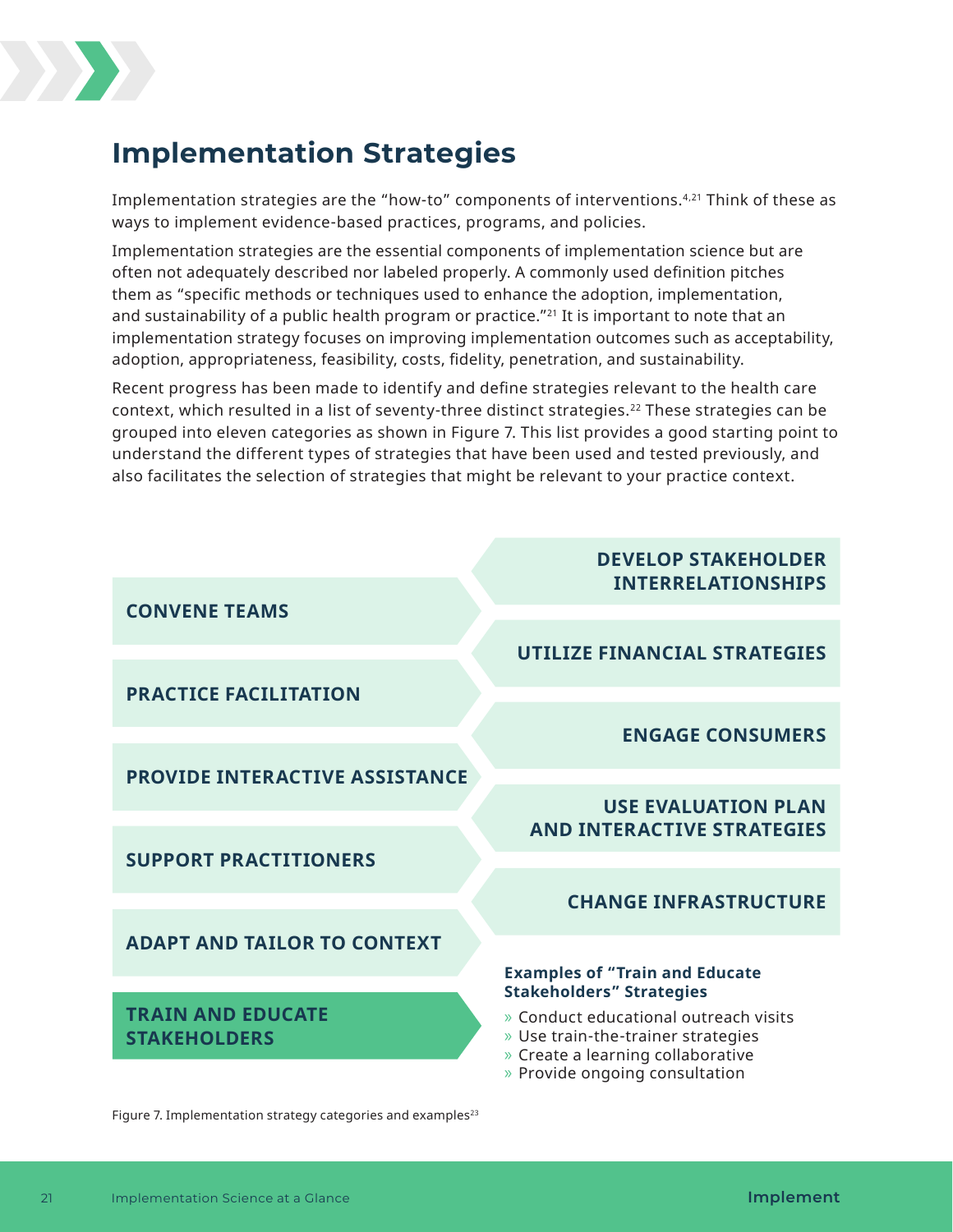# Implementation Strategies

Implementation strategies are the "how-to" components of interventions.[4,21] Think of these as ways to implement evidence-based practices, programs, and policies.

Implementation strategies are the essential components of implementation science but are often not adequately described nor labeled properly. A commonly used definition pitches them as "specific methods or techniques used to enhance the adoption, implementation, and sustainability of a public health program or practice."[21] It is important to note that an implementation strategy focuses on improving implementation outcomes such as acceptability, adoption, appropriateness, feasibility, costs, fidelity, penetration, and sustainability.

Recent progress has been made to identify and define strategies relevant to the health care context, which resulted in a list of seventy-three distinct strategies.[22] These strategies can be grouped into eleven categories as shown in Figure 7. This list provides a good starting point to understand the different types of strategies that have been used and tested previously, and also facilitates the selection of strategies that might be relevant to your practice context.

- **CONVENE TEAMS**
- **PRACTICE FACILITATION**
- **PROVIDE INTERACTIVE ASSISTANCE**
- **SUPPORT PRACTITIONERS**
- **ADAPT AND TAILOR TO CONTEXT**
- **TRAIN AND EDUCATE STAKEHOLDERS**
- **DEVELOP STAKEHOLDER INTERRELATIONSHIPS**
- **UTILIZE FINANCIAL STRATEGIES**
- **ENGAGE CONSUMERS**
- **USE EVALUATION PLAN AND INTERACTIVE STRATEGIES**
- **CHANGE INFRASTRUCTURE**

**Examples of "Train and Educate Stakeholders" Strategies**

» Conduct educational outreach visits
» Use train-the-trainer strategies
» Create a learning collaborative
» Provide ongoing consultation

Figure 7. Implementation strategy categories and examples[23]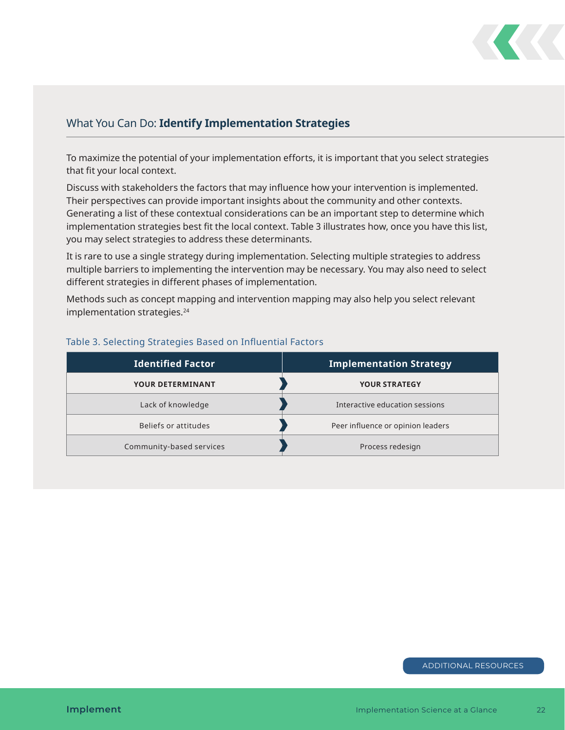## What You Can Do: **Identify Implementation Strategies**

To maximize the potential of your implementation efforts, it is important that you select strategies that fit your local context.

Discuss with stakeholders the factors that may influence how your intervention is implemented. Their perspectives can provide important insights about the community and other contexts. Generating a list of these contextual considerations can be an important step to determine which implementation strategies best fit the local context. Table 3 illustrates how, once you have this list, you may select strategies to address these determinants.

It is rare to use a single strategy during implementation. Selecting multiple strategies to address multiple barriers to implementing the intervention may be necessary. You may also need to select different strategies in different phases of implementation.

Methods such as concept mapping and intervention mapping may also help you select relevant implementation strategies.[24]

Table 3. Selecting Strategies Based on Influential Factors

| Identified Factor | Implementation Strategy |
|---|---|
| **YOUR DETERMINANT** | **YOUR STRATEGY** |
| Lack of knowledge | Interactive education sessions |
| Beliefs or attitudes | Peer influence or opinion leaders |
| Community-based services | Process redesign |

ADDITIONAL RESOURCES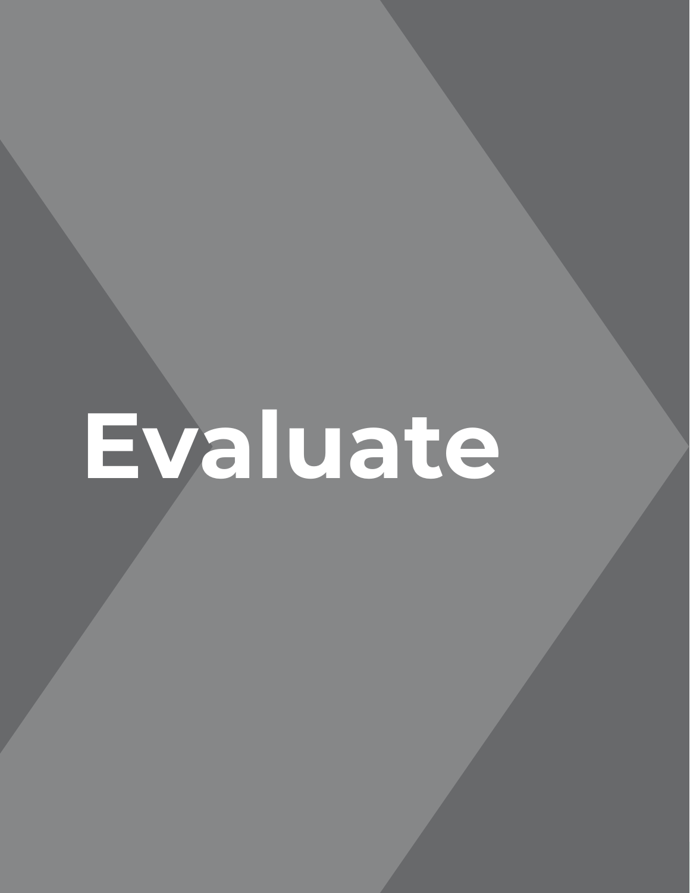# Evaluate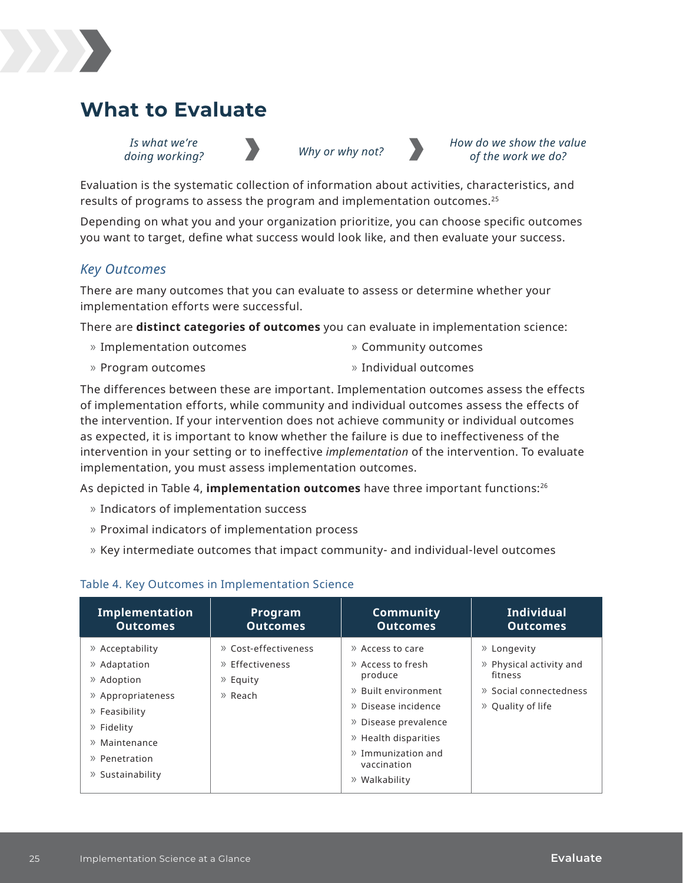# What to Evaluate

*Is what we're doing working?* › *Why or why not?* › *How do we show the value of the work we do?*

Evaluation is the systematic collection of information about activities, characteristics, and results of programs to assess the program and implementation outcomes.[25]

Depending on what you and your organization prioritize, you can choose specific outcomes you want to target, define what success would look like, and then evaluate your success.

## *Key Outcomes*

There are many outcomes that you can evaluate to assess or determine whether your implementation efforts were successful.

There are **distinct categories of outcomes** you can evaluate in implementation science:

- Implementation outcomes
- Program outcomes
- Community outcomes
- Individual outcomes

The differences between these are important. Implementation outcomes assess the effects of implementation efforts, while community and individual outcomes assess the effects of the intervention. If your intervention does not achieve community or individual outcomes as expected, it is important to know whether the failure is due to ineffectiveness of the intervention in your setting or to ineffective *implementation* of the intervention. To evaluate implementation, you must assess implementation outcomes.

As depicted in Table 4, **implementation outcomes** have three important functions:[26]

- Indicators of implementation success
- Proximal indicators of implementation process
- Key intermediate outcomes that impact community- and individual-level outcomes

Table 4. Key Outcomes in Implementation Science

| Implementation Outcomes | Program Outcomes | Community Outcomes | Individual Outcomes |
|---|---|---|---|
| Acceptability | Cost-effectiveness | Access to care | Longevity |
| Adaptation | Effectiveness | Access to fresh produce | Physical activity and fitness |
| Adoption | Equity | Built environment | Social connectedness |
| Appropriateness | Reach | Disease incidence | Quality of life |
| Feasibility | | Disease prevalence | |
| Fidelity | | Health disparities | |
| Maintenance | | Immunization and vaccination | |
| Penetration | | Walkability | |
| Sustainability | | | |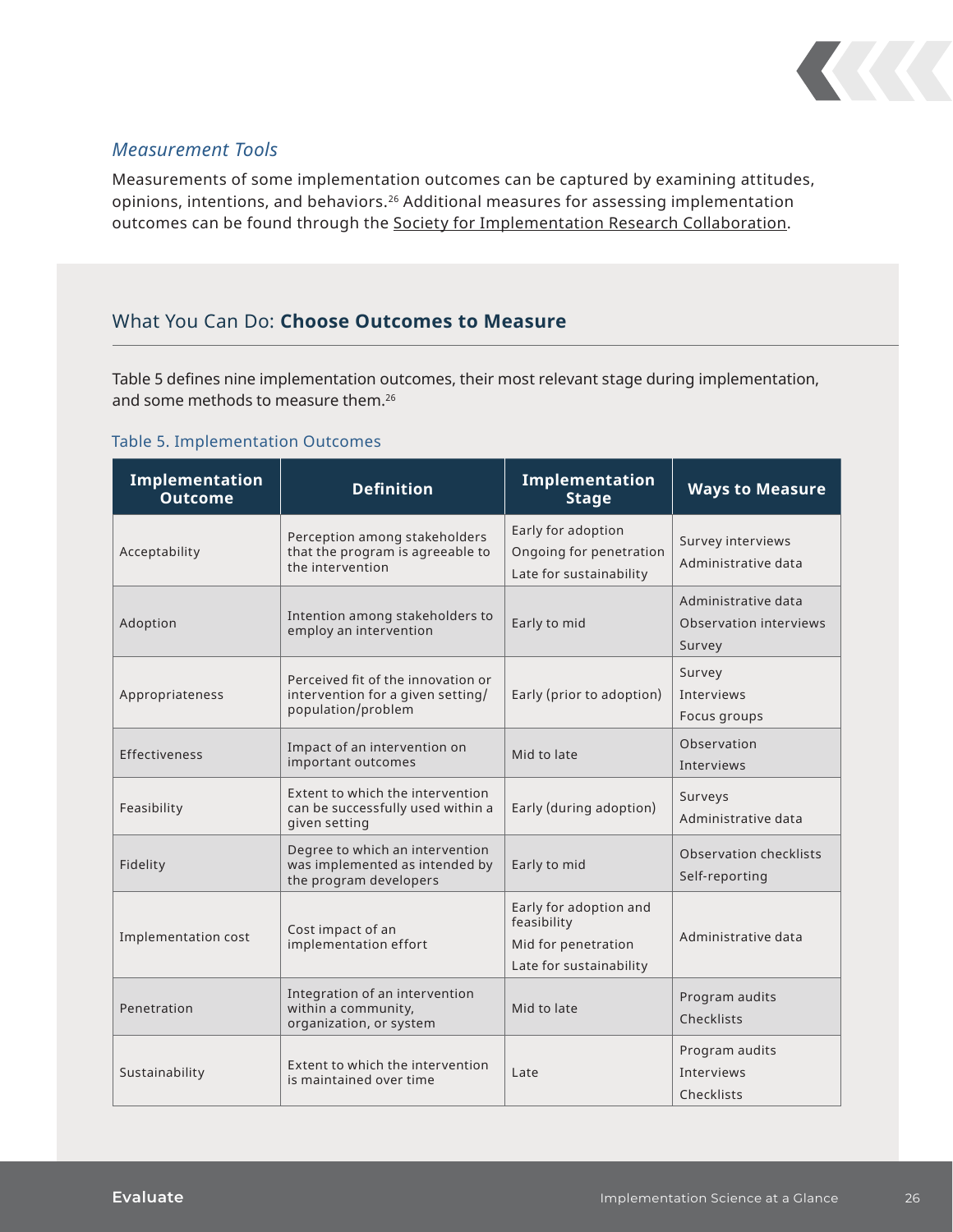### *Measurement Tools*

Measurements of some implementation outcomes can be captured by examining attitudes, opinions, intentions, and behaviors.[26] Additional measures for assessing implementation outcomes can be found through the Society for Implementation Research Collaboration.

## What You Can Do: **Choose Outcomes to Measure**

Table 5 defines nine implementation outcomes, their most relevant stage during implementation, and some methods to measure them.[26]

Table 5. Implementation Outcomes

| Implementation Outcome | Definition | Implementation Stage | Ways to Measure |
|---|---|---|---|
| Acceptability | Perception among stakeholders that the program is agreeable to the intervention | Early for adoption<br>Ongoing for penetration<br>Late for sustainability | Survey interviews<br>Administrative data |
| Adoption | Intention among stakeholders to employ an intervention | Early to mid | Administrative data<br>Observation interviews<br>Survey |
| Appropriateness | Perceived fit of the innovation or intervention for a given setting/population/problem | Early (prior to adoption) | Survey<br>Interviews<br>Focus groups |
| Effectiveness | Impact of an intervention on important outcomes | Mid to late | Observation<br>Interviews |
| Feasibility | Extent to which the intervention can be successfully used within a given setting | Early (during adoption) | Surveys<br>Administrative data |
| Fidelity | Degree to which an intervention was implemented as intended by the program developers | Early to mid | Observation checklists<br>Self-reporting |
| Implementation cost | Cost impact of an implementation effort | Early for adoption and feasibility<br>Mid for penetration<br>Late for sustainability | Administrative data |
| Penetration | Integration of an intervention within a community, organization, or system | Mid to late | Program audits<br>Checklists |
| Sustainability | Extent to which the intervention is maintained over time | Late | Program audits<br>Interviews<br>Checklists |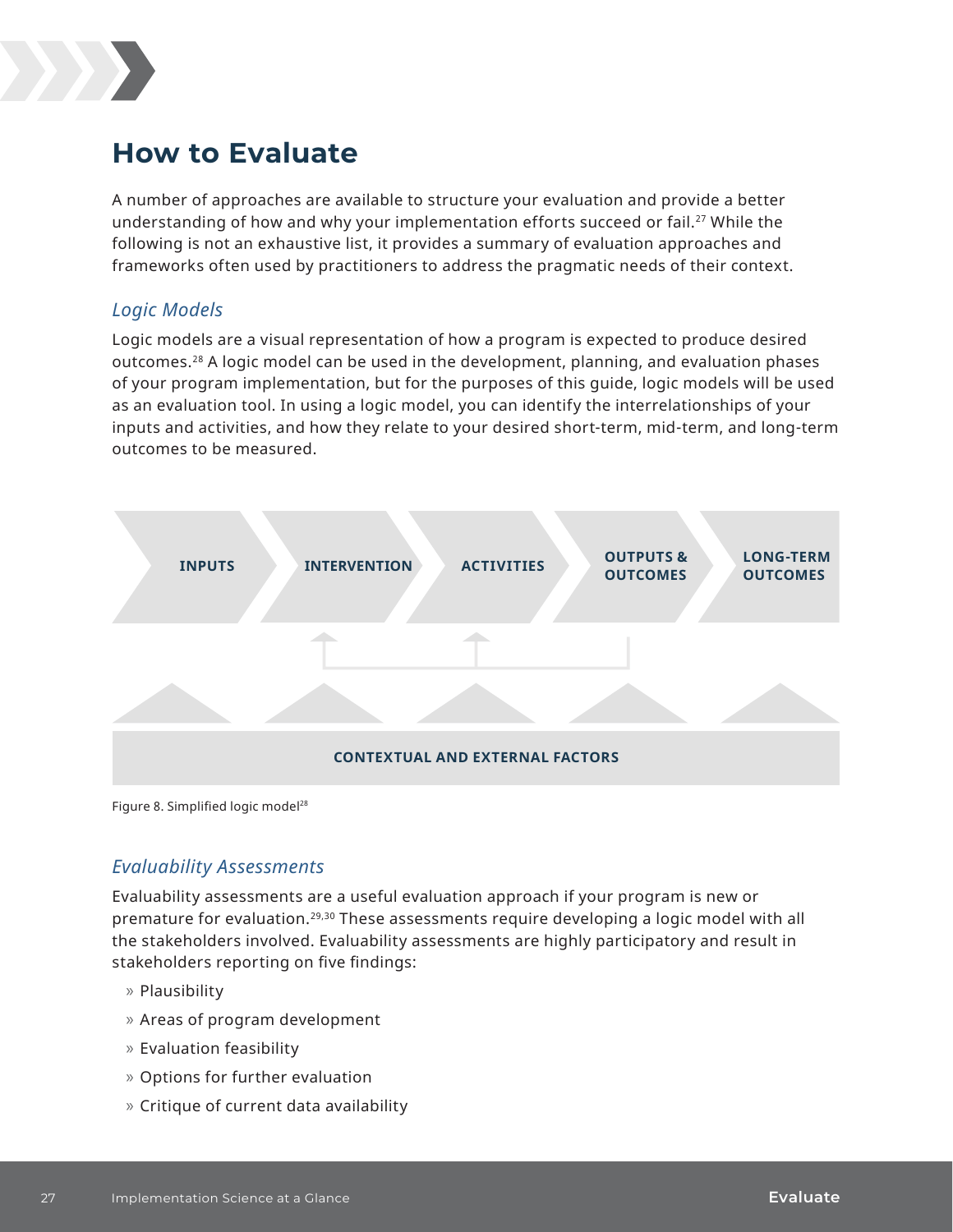## How to Evaluate

A number of approaches are available to structure your evaluation and provide a better understanding of how and why your implementation efforts succeed or fail.[27] While the following is not an exhaustive list, it provides a summary of evaluation approaches and frameworks often used by practitioners to address the pragmatic needs of their context.

### *Logic Models*

Logic models are a visual representation of how a program is expected to produce desired outcomes.[28] A logic model can be used in the development, planning, and evaluation phases of your program implementation, but for the purposes of this guide, logic models will be used as an evaluation tool. In using a logic model, you can identify the interrelationships of your inputs and activities, and how they relate to your desired short-term, mid-term, and long-term outcomes to be measured.

**INPUTS** → **INTERVENTION** → **ACTIVITIES** → **OUTPUTS & OUTCOMES** → **LONG-TERM OUTCOMES**

**CONTEXTUAL AND EXTERNAL FACTORS**

Figure 8. Simplified logic model[28]

### *Evaluability Assessments*

Evaluability assessments are a useful evaluation approach if your program is new or premature for evaluation.[29,30] These assessments require developing a logic model with all the stakeholders involved. Evaluability assessments are highly participatory and result in stakeholders reporting on five findings:

- Plausibility
- Areas of program development
- Evaluation feasibility
- Options for further evaluation
- Critique of current data availability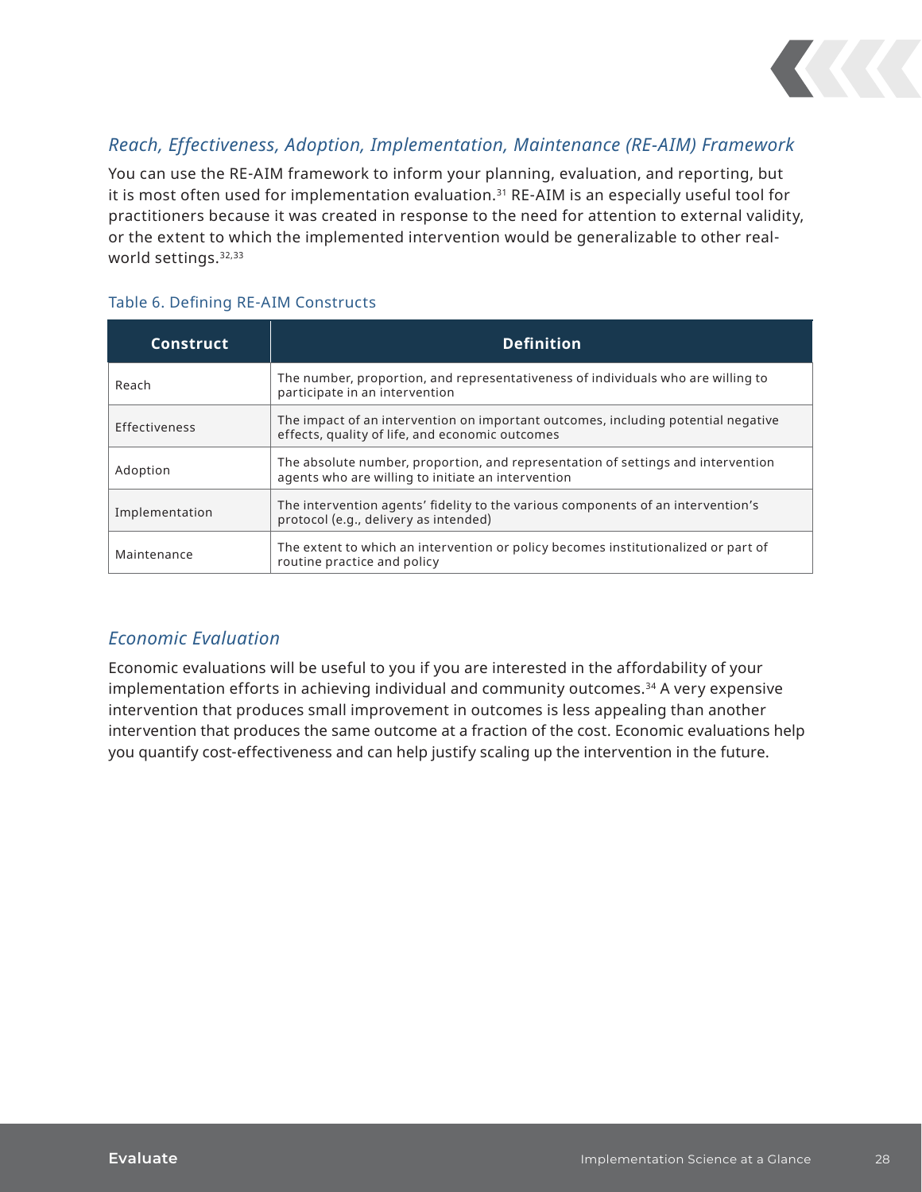### *Reach, Effectiveness, Adoption, Implementation, Maintenance (RE-AIM) Framework*

You can use the RE-AIM framework to inform your planning, evaluation, and reporting, but it is most often used for implementation evaluation.[31] RE-AIM is an especially useful tool for practitioners because it was created in response to the need for attention to external validity, or the extent to which the implemented intervention would be generalizable to other real-world settings.[32,33]

Table 6. Defining RE-AIM Constructs

| Construct | Definition |
|---|---|
| Reach | The number, proportion, and representativeness of individuals who are willing to participate in an intervention |
| Effectiveness | The impact of an intervention on important outcomes, including potential negative effects, quality of life, and economic outcomes |
| Adoption | The absolute number, proportion, and representation of settings and intervention agents who are willing to initiate an intervention |
| Implementation | The intervention agents' fidelity to the various components of an intervention's protocol (e.g., delivery as intended) |
| Maintenance | The extent to which an intervention or policy becomes institutionalized or part of routine practice and policy |

### *Economic Evaluation*

Economic evaluations will be useful to you if you are interested in the affordability of your implementation efforts in achieving individual and community outcomes.[34] A very expensive intervention that produces small improvement in outcomes is less appealing than another intervention that produces the same outcome at a fraction of the cost. Economic evaluations help you quantify cost-effectiveness and can help justify scaling up the intervention in the future.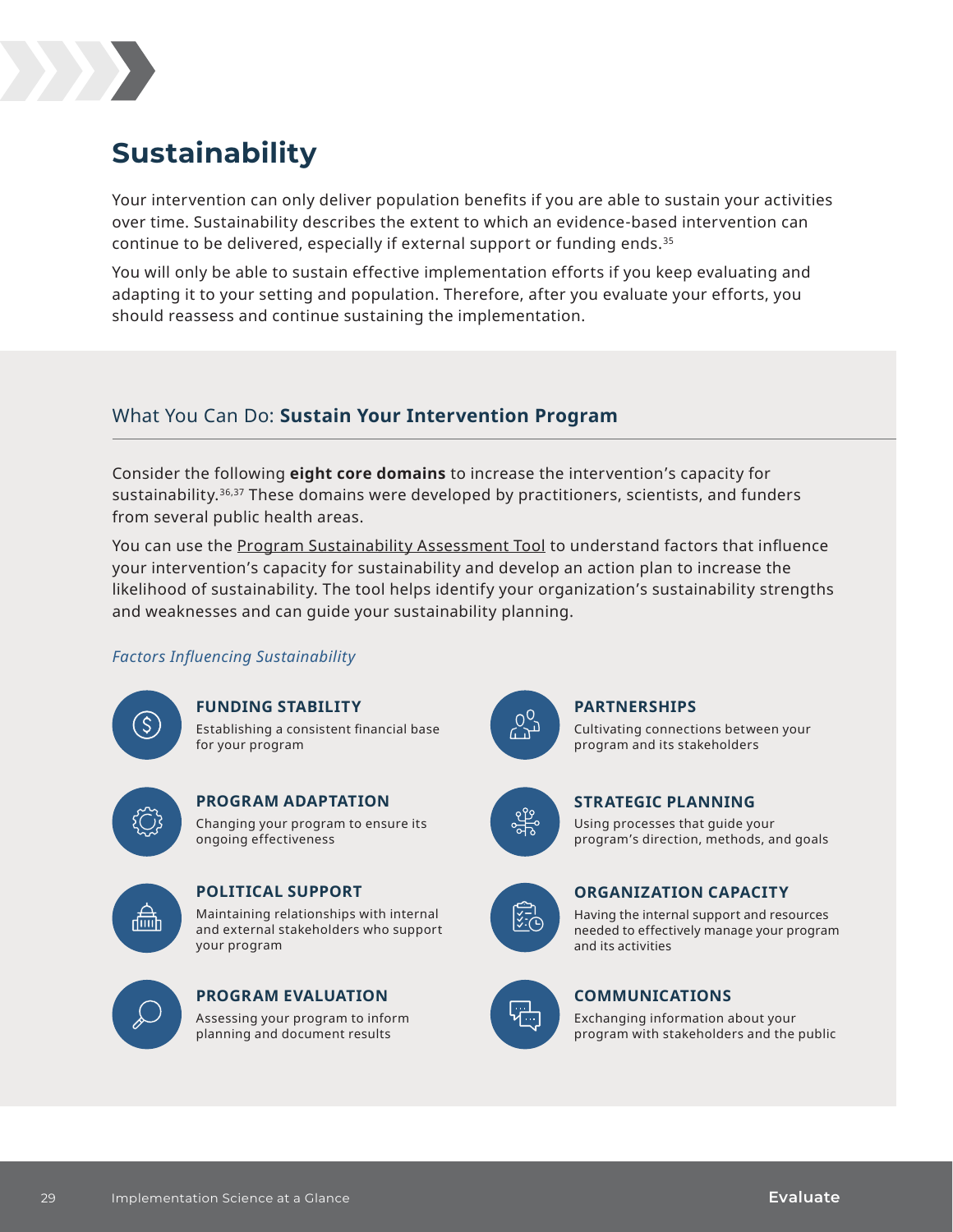# Sustainability

Your intervention can only deliver population benefits if you are able to sustain your activities over time. Sustainability describes the extent to which an evidence-based intervention can continue to be delivered, especially if external support or funding ends.[35]

You will only be able to sustain effective implementation efforts if you keep evaluating and adapting it to your setting and population. Therefore, after you evaluate your efforts, you should reassess and continue sustaining the implementation.

## What You Can Do: **Sustain Your Intervention Program**

Consider the following **eight core domains** to increase the intervention's capacity for sustainability.[36,37] These domains were developed by practitioners, scientists, and funders from several public health areas.

You can use the Program Sustainability Assessment Tool to understand factors that influence your intervention's capacity for sustainability and develop an action plan to increase the likelihood of sustainability. The tool helps identify your organization's sustainability strengths and weaknesses and can guide your sustainability planning.

*Factors Influencing Sustainability*

**FUNDING STABILITY**
Establishing a consistent financial base for your program

**PROGRAM ADAPTATION**
Changing your program to ensure its ongoing effectiveness

**POLITICAL SUPPORT**
Maintaining relationships with internal and external stakeholders who support your program

**PROGRAM EVALUATION**
Assessing your program to inform planning and document results

**PARTNERSHIPS**
Cultivating connections between your program and its stakeholders

**STRATEGIC PLANNING**
Using processes that guide your program's direction, methods, and goals

**ORGANIZATION CAPACITY**
Having the internal support and resources needed to effectively manage your program and its activities

**COMMUNICATIONS**
Exchanging information about your program with stakeholders and the public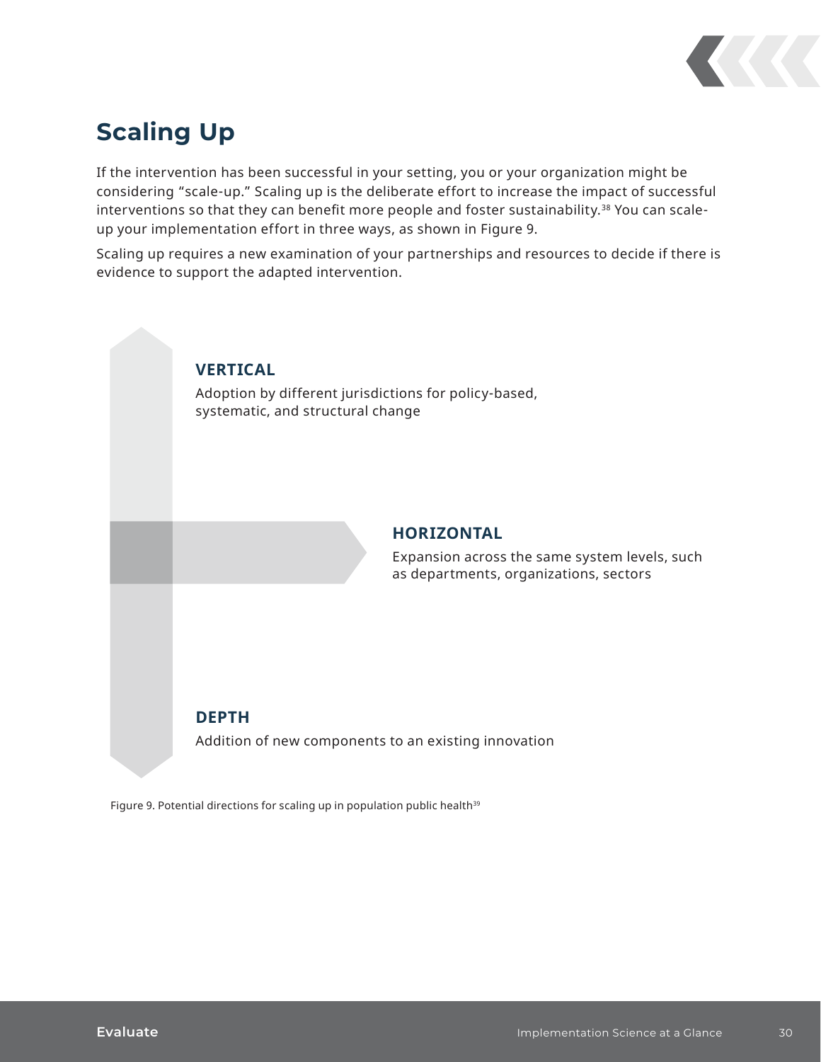## Scaling Up

If the intervention has been successful in your setting, you or your organization might be considering "scale-up." Scaling up is the deliberate effort to increase the impact of successful interventions so that they can benefit more people and foster sustainability.[38] You can scale-up your implementation effort in three ways, as shown in Figure 9.

Scaling up requires a new examination of your partnerships and resources to decide if there is evidence to support the adapted intervention.

**VERTICAL**

Adoption by different jurisdictions for policy-based, systematic, and structural change

**HORIZONTAL**

Expansion across the same system levels, such as departments, organizations, sectors

**DEPTH**

Addition of new components to an existing innovation

Figure 9. Potential directions for scaling up in population public health[39]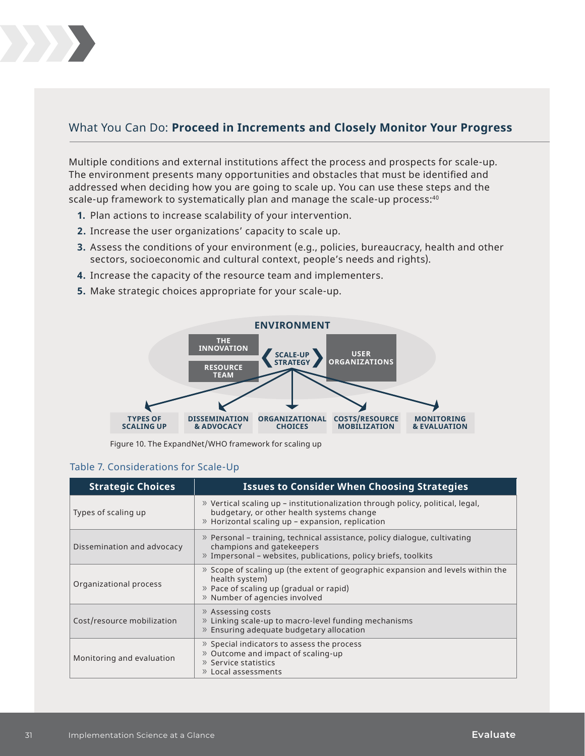## What You Can Do: **Proceed in Increments and Closely Monitor Your Progress**

Multiple conditions and external institutions affect the process and prospects for scale-up. The environment presents many opportunities and obstacles that must be identified and addressed when deciding how you are going to scale up. You can use these steps and the scale-up framework to systematically plan and manage the scale-up process:[40]

1. Plan actions to increase scalability of your intervention.
2. Increase the user organizations' capacity to scale up.
3. Assess the conditions of your environment (e.g., policies, bureaucracy, health and other sectors, socioeconomic and cultural context, people's needs and rights).
4. Increase the capacity of the resource team and implementers.
5. Make strategic choices appropriate for your scale-up.

ENVIRONMENT

THE INNOVATION

RESOURCE TEAM

SCALE-UP STRATEGY

USER ORGANIZATIONS

TYPES OF SCALING UP | DISSEMINATION & ADVOCACY | ORGANIZATIONAL CHOICES | COSTS/RESOURCE MOBILIZATION | MONITORING & EVALUATION

Figure 10. The ExpandNet/WHO framework for scaling up

Table 7. Considerations for Scale-Up

| Strategic Choices | Issues to Consider When Choosing Strategies |
|---|---|
| Types of scaling up | » Vertical scaling up – institutionalization through policy, political, legal, budgetary, or other health systems change<br>» Horizontal scaling up – expansion, replication |
| Dissemination and advocacy | » Personal – training, technical assistance, policy dialogue, cultivating champions and gatekeepers<br>» Impersonal – websites, publications, policy briefs, toolkits |
| Organizational process | » Scope of scaling up (the extent of geographic expansion and levels within the health system)<br>» Pace of scaling up (gradual or rapid)<br>» Number of agencies involved |
| Cost/resource mobilization | » Assessing costs<br>» Linking scale-up to macro-level funding mechanisms<br>» Ensuring adequate budgetary allocation |
| Monitoring and evaluation | » Special indicators to assess the process<br>» Outcome and impact of scaling-up<br>» Service statistics<br>» Local assessments |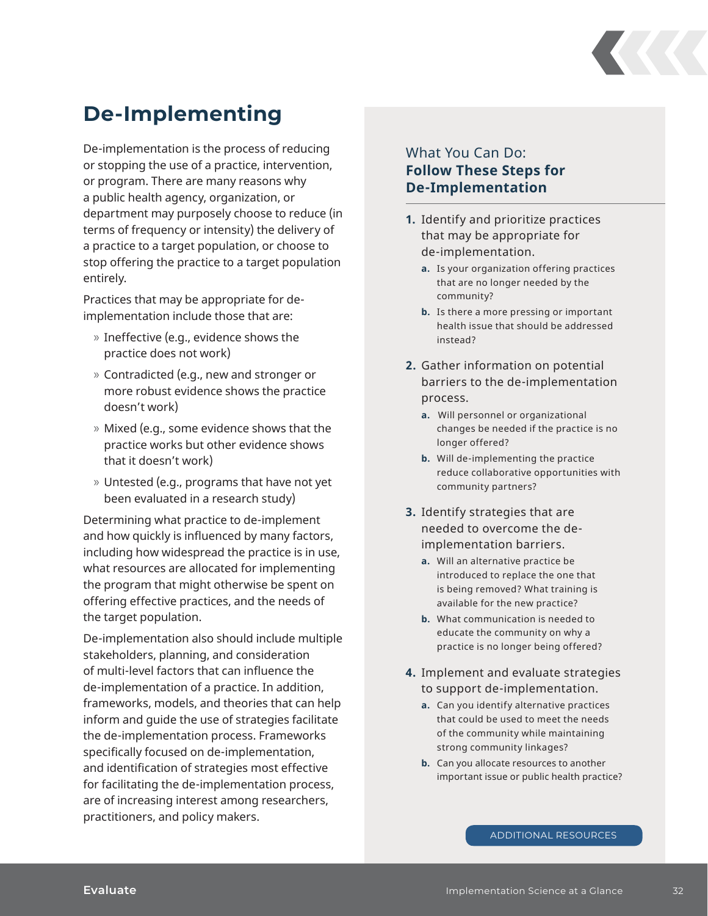# De-Implementing

De-implementation is the process of reducing or stopping the use of a practice, intervention, or program. There are many reasons why a public health agency, organization, or department may purposely choose to reduce (in terms of frequency or intensity) the delivery of a practice to a target population, or choose to stop offering the practice to a target population entirely.

Practices that may be appropriate for de-implementation include those that are:

- Ineffective (e.g., evidence shows the practice does not work)
- Contradicted (e.g., new and stronger or more robust evidence shows the practice doesn't work)
- Mixed (e.g., some evidence shows that the practice works but other evidence shows that it doesn't work)
- Untested (e.g., programs that have not yet been evaluated in a research study)

Determining what practice to de-implement and how quickly is influenced by many factors, including how widespread the practice is in use, what resources are allocated for implementing the program that might otherwise be spent on offering effective practices, and the needs of the target population.

De-implementation also should include multiple stakeholders, planning, and consideration of multi-level factors that can influence the de-implementation of a practice. In addition, frameworks, models, and theories that can help inform and guide the use of strategies facilitate the de-implementation process. Frameworks specifically focused on de-implementation, and identification of strategies most effective for facilitating the de-implementation process, are of increasing interest among researchers, practitioners, and policy makers.

## What You Can Do: **Follow These Steps for De-Implementation**

1. Identify and prioritize practices that may be appropriate for de-implementation.
   a. Is your organization offering practices that are no longer needed by the community?
   b. Is there a more pressing or important health issue that should be addressed instead?
2. Gather information on potential barriers to the de-implementation process.
   a. Will personnel or organizational changes be needed if the practice is no longer offered?
   b. Will de-implementing the practice reduce collaborative opportunities with community partners?
3. Identify strategies that are needed to overcome the de-implementation barriers.
   a. Will an alternative practice be introduced to replace the one that is being removed? What training is available for the new practice?
   b. What communication is needed to educate the community on why a practice is no longer being offered?
4. Implement and evaluate strategies to support de-implementation.
   a. Can you identify alternative practices that could be used to meet the needs of the community while maintaining strong community linkages?
   b. Can you allocate resources to another important issue or public health practice?

ADDITIONAL RESOURCES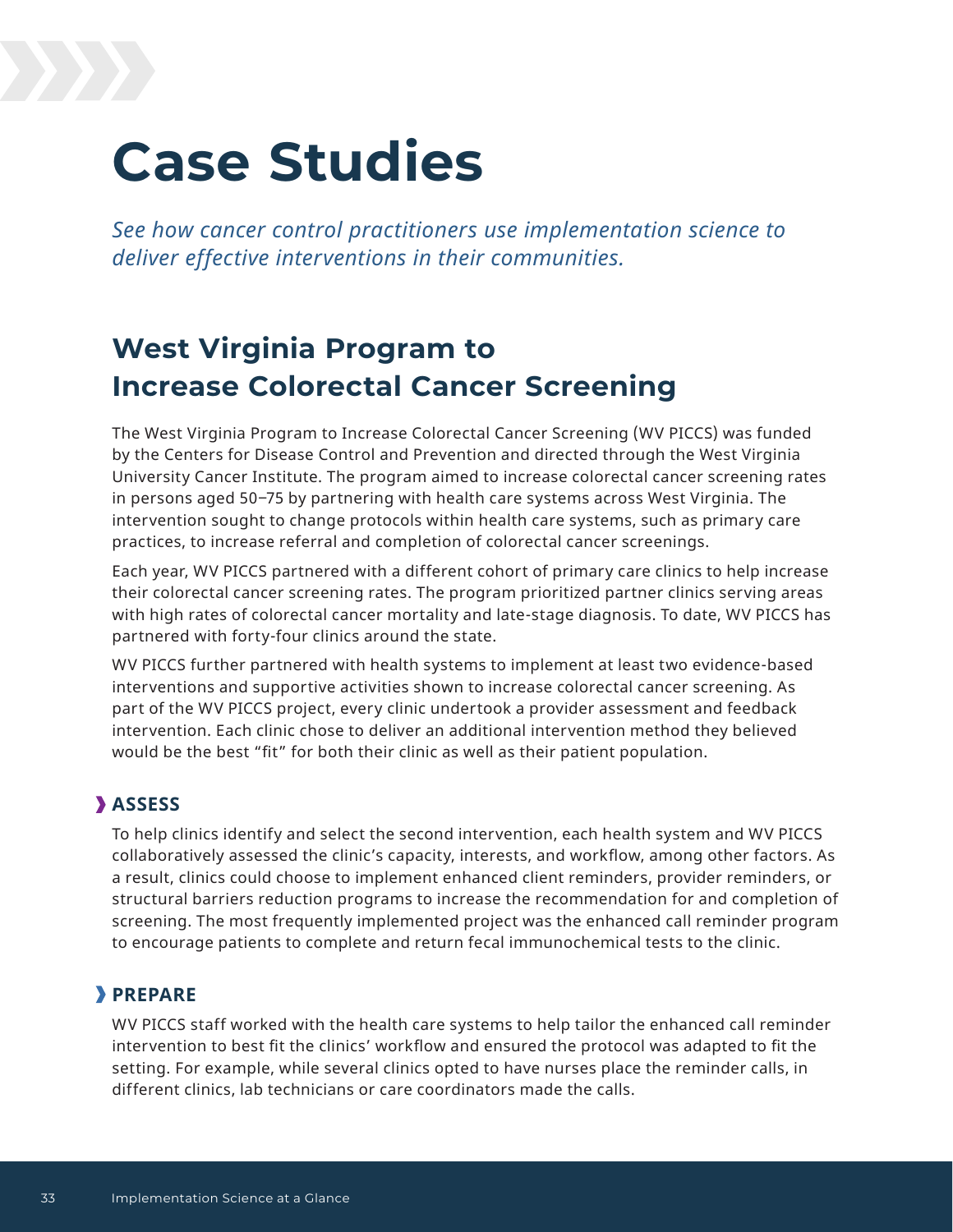# Case Studies

*See how cancer control practitioners use implementation science to deliver effective interventions in their communities.*

## West Virginia Program to Increase Colorectal Cancer Screening

The West Virginia Program to Increase Colorectal Cancer Screening (WV PICCS) was funded by the Centers for Disease Control and Prevention and directed through the West Virginia University Cancer Institute. The program aimed to increase colorectal cancer screening rates in persons aged 50–75 by partnering with health care systems across West Virginia. The intervention sought to change protocols within health care systems, such as primary care practices, to increase referral and completion of colorectal cancer screenings.

Each year, WV PICCS partnered with a different cohort of primary care clinics to help increase their colorectal cancer screening rates. The program prioritized partner clinics serving areas with high rates of colorectal cancer mortality and late-stage diagnosis. To date, WV PICCS has partnered with forty-four clinics around the state.

WV PICCS further partnered with health systems to implement at least two evidence-based interventions and supportive activities shown to increase colorectal cancer screening. As part of the WV PICCS project, every clinic undertook a provider assessment and feedback intervention. Each clinic chose to deliver an additional intervention method they believed would be the best "fit" for both their clinic as well as their patient population.

### ASSESS

To help clinics identify and select the second intervention, each health system and WV PICCS collaboratively assessed the clinic's capacity, interests, and workflow, among other factors. As a result, clinics could choose to implement enhanced client reminders, provider reminders, or structural barriers reduction programs to increase the recommendation for and completion of screening. The most frequently implemented project was the enhanced call reminder program to encourage patients to complete and return fecal immunochemical tests to the clinic.

### PREPARE

WV PICCS staff worked with the health care systems to help tailor the enhanced call reminder intervention to best fit the clinics' workflow and ensured the protocol was adapted to fit the setting. For example, while several clinics opted to have nurses place the reminder calls, in different clinics, lab technicians or care coordinators made the calls.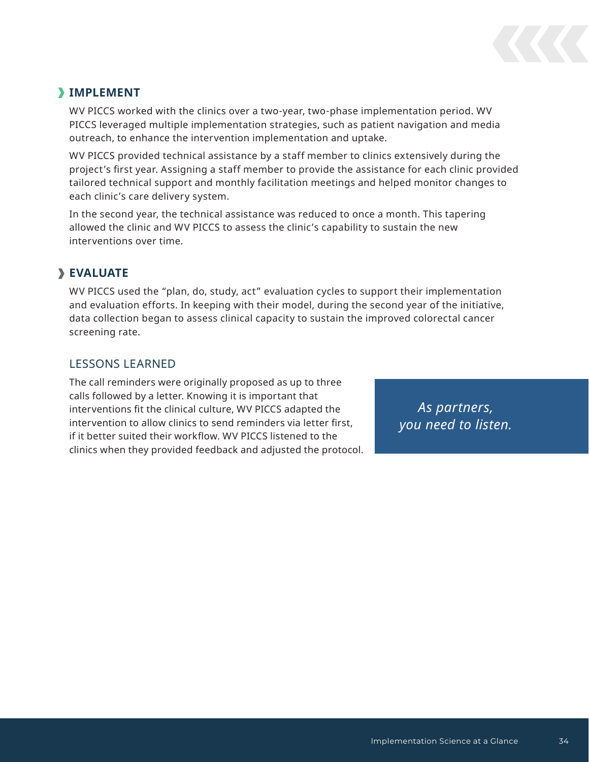## IMPLEMENT

WV PICCS worked with the clinics over a two-year, two-phase implementation period. WV PICCS leveraged multiple implementation strategies, such as patient navigation and media outreach, to enhance the intervention implementation and uptake.

WV PICCS provided technical assistance by a staff member to clinics extensively during the project's first year. Assigning a staff member to provide the assistance for each clinic provided tailored technical support and monthly facilitation meetings and helped monitor changes to each clinic's care delivery system.

In the second year, the technical assistance was reduced to once a month. This tapering allowed the clinic and WV PICCS to assess the clinic's capability to sustain the new interventions over time.

## EVALUATE

WV PICCS used the "plan, do, study, act" evaluation cycles to support their implementation and evaluation efforts. In keeping with their model, during the second year of the initiative, data collection began to assess clinical capacity to sustain the improved colorectal cancer screening rate.

### LESSONS LEARNED

The call reminders were originally proposed as up to three calls followed by a letter. Knowing it is important that interventions fit the clinical culture, WV PICCS adapted the intervention to allow clinics to send reminders via letter first, if it better suited their workflow. WV PICCS listened to the clinics when they provided feedback and adjusted the protocol.

> *As partners, you need to listen.*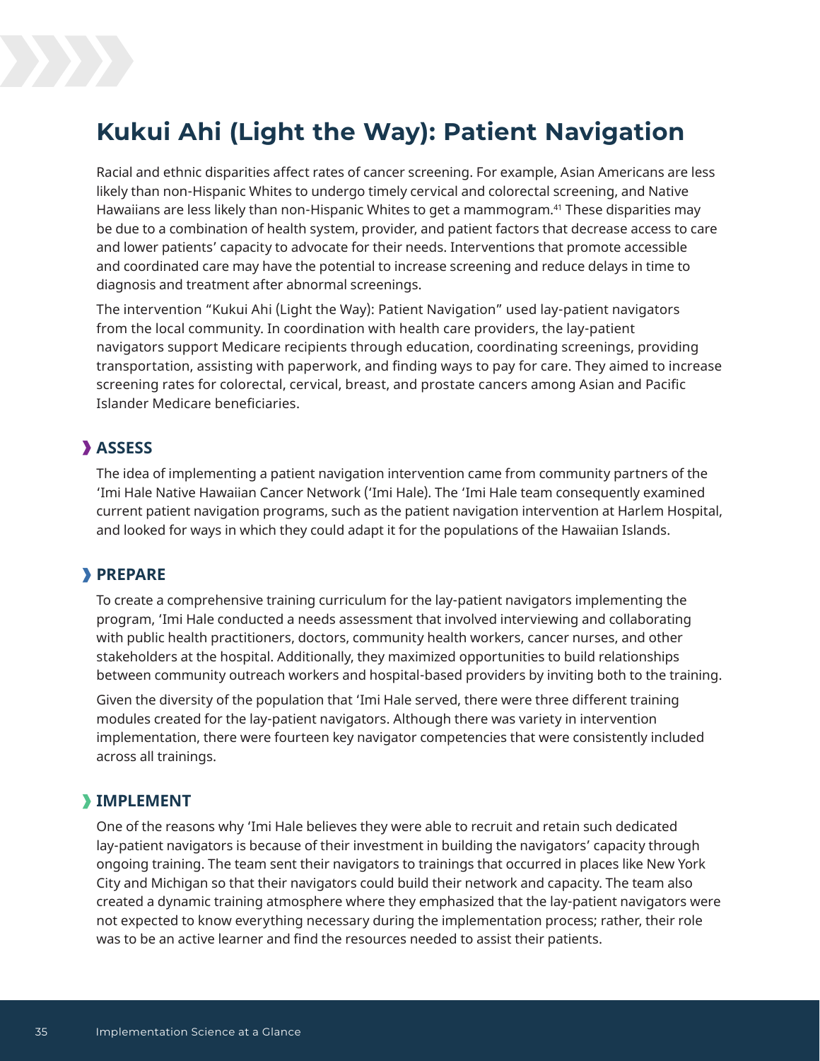# Kukui Ahi (Light the Way): Patient Navigation

Racial and ethnic disparities affect rates of cancer screening. For example, Asian Americans are less likely than non-Hispanic Whites to undergo timely cervical and colorectal screening, and Native Hawaiians are less likely than non-Hispanic Whites to get a mammogram.[41] These disparities may be due to a combination of health system, provider, and patient factors that decrease access to care and lower patients' capacity to advocate for their needs. Interventions that promote accessible and coordinated care may have the potential to increase screening and reduce delays in time to diagnosis and treatment after abnormal screenings.

The intervention "Kukui Ahi (Light the Way): Patient Navigation" used lay-patient navigators from the local community. In coordination with health care providers, the lay-patient navigators support Medicare recipients through education, coordinating screenings, providing transportation, assisting with paperwork, and finding ways to pay for care. They aimed to increase screening rates for colorectal, cervical, breast, and prostate cancers among Asian and Pacific Islander Medicare beneficiaries.

## ASSESS

The idea of implementing a patient navigation intervention came from community partners of the 'Imi Hale Native Hawaiian Cancer Network ('Imi Hale). The 'Imi Hale team consequently examined current patient navigation programs, such as the patient navigation intervention at Harlem Hospital, and looked for ways in which they could adapt it for the populations of the Hawaiian Islands.

## PREPARE

To create a comprehensive training curriculum for the lay-patient navigators implementing the program, 'Imi Hale conducted a needs assessment that involved interviewing and collaborating with public health practitioners, doctors, community health workers, cancer nurses, and other stakeholders at the hospital. Additionally, they maximized opportunities to build relationships between community outreach workers and hospital-based providers by inviting both to the training.

Given the diversity of the population that 'Imi Hale served, there were three different training modules created for the lay-patient navigators. Although there was variety in intervention implementation, there were fourteen key navigator competencies that were consistently included across all trainings.

## IMPLEMENT

One of the reasons why 'Imi Hale believes they were able to recruit and retain such dedicated lay-patient navigators is because of their investment in building the navigators' capacity through ongoing training. The team sent their navigators to trainings that occurred in places like New York City and Michigan so that their navigators could build their network and capacity. The team also created a dynamic training atmosphere where they emphasized that the lay-patient navigators were not expected to know everything necessary during the implementation process; rather, their role was to be an active learner and find the resources needed to assist their patients.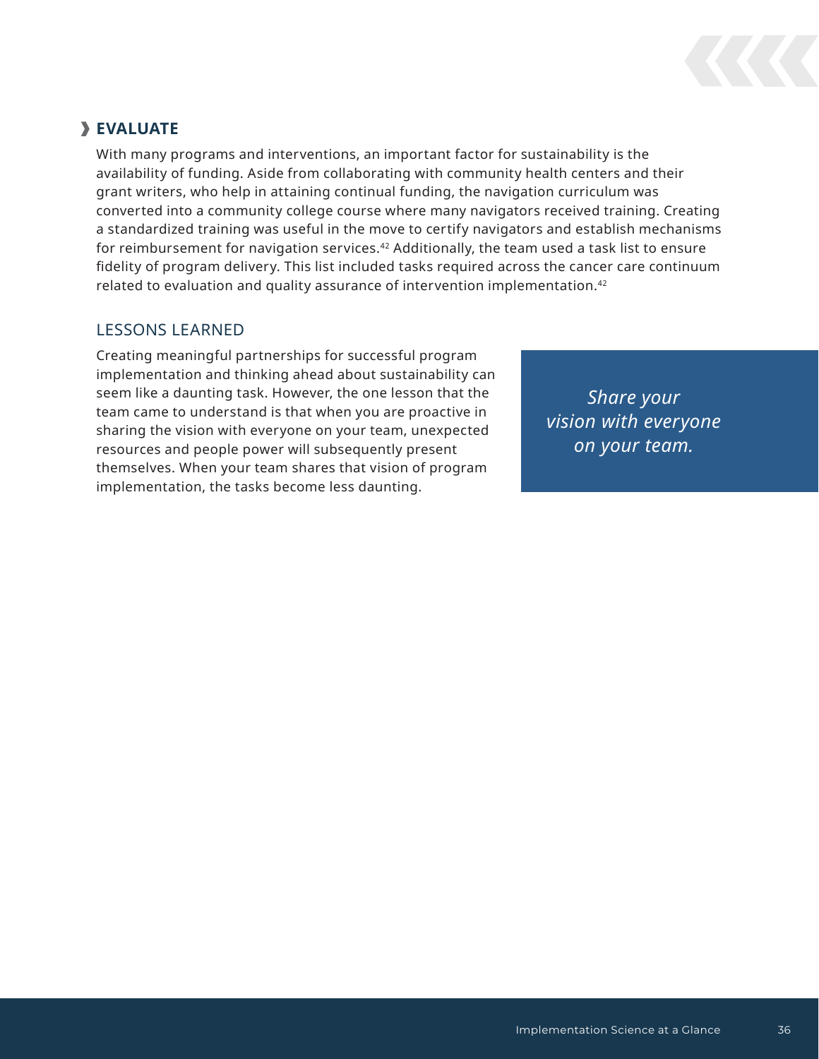## EVALUATE

With many programs and interventions, an important factor for sustainability is the availability of funding. Aside from collaborating with community health centers and their grant writers, who help in attaining continual funding, the navigation curriculum was converted into a community college course where many navigators received training. Creating a standardized training was useful in the move to certify navigators and establish mechanisms for reimbursement for navigation services.[42] Additionally, the team used a task list to ensure fidelity of program delivery. This list included tasks required across the cancer care continuum related to evaluation and quality assurance of intervention implementation.[42]

### LESSONS LEARNED

Creating meaningful partnerships for successful program implementation and thinking ahead about sustainability can seem like a daunting task. However, the one lesson that the team came to understand is that when you are proactive in sharing the vision with everyone on your team, unexpected resources and people power will subsequently present themselves. When your team shares that vision of program implementation, the tasks become less daunting.

*Share your vision with everyone on your team.*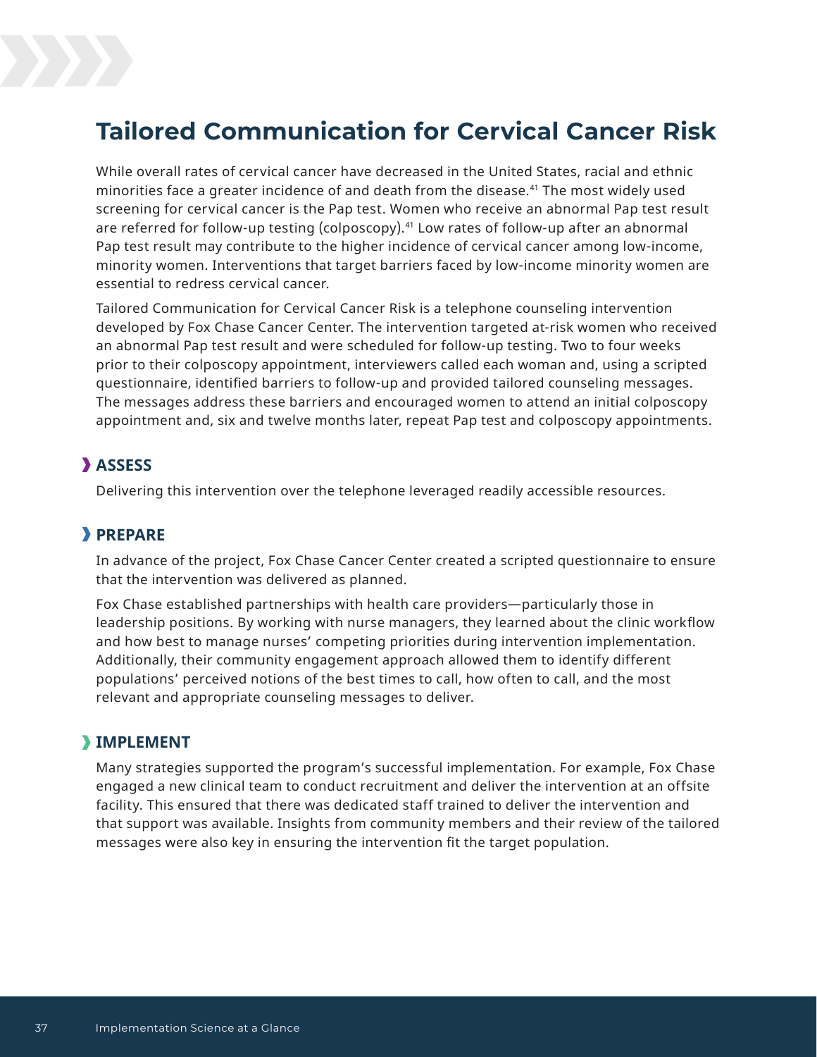# Tailored Communication for Cervical Cancer Risk

While overall rates of cervical cancer have decreased in the United States, racial and ethnic minorities face a greater incidence of and death from the disease.[41] The most widely used screening for cervical cancer is the Pap test. Women who receive an abnormal Pap test result are referred for follow-up testing (colposcopy).[41] Low rates of follow-up after an abnormal Pap test result may contribute to the higher incidence of cervical cancer among low-income, minority women. Interventions that target barriers faced by low-income minority women are essential to redress cervical cancer.

Tailored Communication for Cervical Cancer Risk is a telephone counseling intervention developed by Fox Chase Cancer Center. The intervention targeted at-risk women who received an abnormal Pap test result and were scheduled for follow-up testing. Two to four weeks prior to their colposcopy appointment, interviewers called each woman and, using a scripted questionnaire, identified barriers to follow-up and provided tailored counseling messages. The messages address these barriers and encouraged women to attend an initial colposcopy appointment and, six and twelve months later, repeat Pap test and colposcopy appointments.

## ASSESS

Delivering this intervention over the telephone leveraged readily accessible resources.

## PREPARE

In advance of the project, Fox Chase Cancer Center created a scripted questionnaire to ensure that the intervention was delivered as planned.

Fox Chase established partnerships with health care providers—particularly those in leadership positions. By working with nurse managers, they learned about the clinic workflow and how best to manage nurses' competing priorities during intervention implementation. Additionally, their community engagement approach allowed them to identify different populations' perceived notions of the best times to call, how often to call, and the most relevant and appropriate counseling messages to deliver.

## IMPLEMENT

Many strategies supported the program's successful implementation. For example, Fox Chase engaged a new clinical team to conduct recruitment and deliver the intervention at an offsite facility. This ensured that there was dedicated staff trained to deliver the intervention and that support was available. Insights from community members and their review of the tailored messages were also key in ensuring the intervention fit the target population.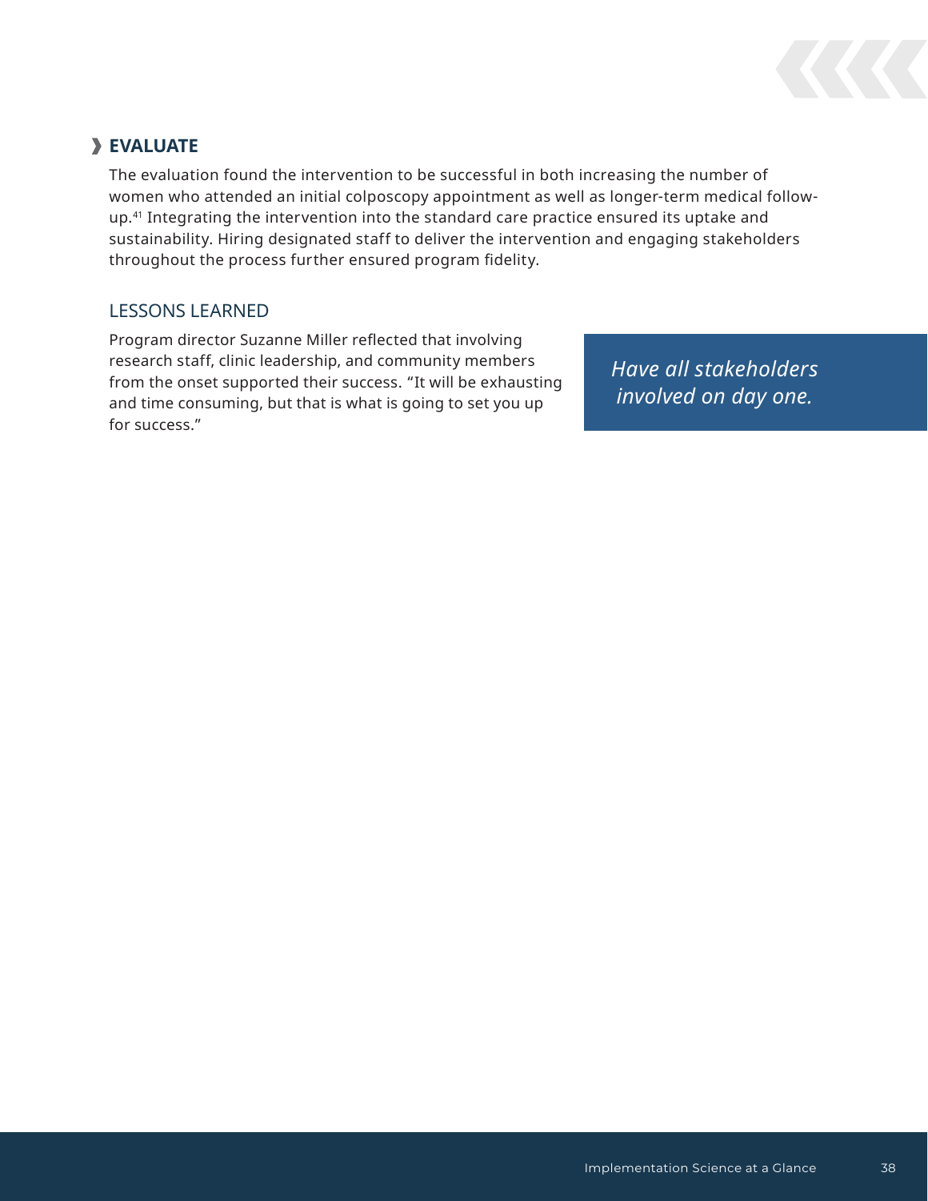## EVALUATE

The evaluation found the intervention to be successful in both increasing the number of women who attended an initial colposcopy appointment as well as longer-term medical follow-up.[41] Integrating the intervention into the standard care practice ensured its uptake and sustainability. Hiring designated staff to deliver the intervention and engaging stakeholders throughout the process further ensured program fidelity.

### LESSONS LEARNED

Program director Suzanne Miller reflected that involving research staff, clinic leadership, and community members from the onset supported their success. "It will be exhausting and time consuming, but that is what is going to set you up for success."

*Have all stakeholders involved on day one.*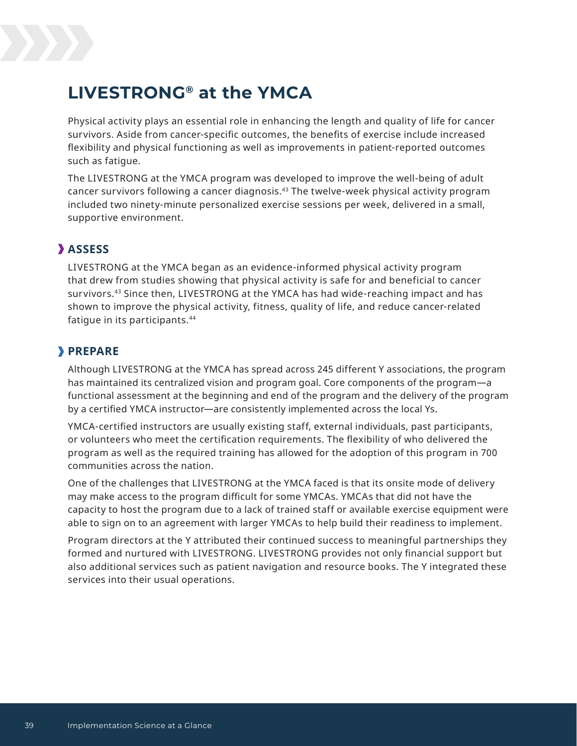# LIVESTRONG® at the YMCA

Physical activity plays an essential role in enhancing the length and quality of life for cancer survivors. Aside from cancer-specific outcomes, the benefits of exercise include increased flexibility and physical functioning as well as improvements in patient-reported outcomes such as fatigue.

The LIVESTRONG at the YMCA program was developed to improve the well-being of adult cancer survivors following a cancer diagnosis.[43] The twelve-week physical activity program included two ninety-minute personalized exercise sessions per week, delivered in a small, supportive environment.

## ASSESS

LIVESTRONG at the YMCA began as an evidence-informed physical activity program that drew from studies showing that physical activity is safe for and beneficial to cancer survivors.[43] Since then, LIVESTRONG at the YMCA has had wide-reaching impact and has shown to improve the physical activity, fitness, quality of life, and reduce cancer-related fatigue in its participants.[44]

## PREPARE

Although LIVESTRONG at the YMCA has spread across 245 different Y associations, the program has maintained its centralized vision and program goal. Core components of the program—a functional assessment at the beginning and end of the program and the delivery of the program by a certified YMCA instructor—are consistently implemented across the local Ys.

YMCA-certified instructors are usually existing staff, external individuals, past participants, or volunteers who meet the certification requirements. The flexibility of who delivered the program as well as the required training has allowed for the adoption of this program in 700 communities across the nation.

One of the challenges that LIVESTRONG at the YMCA faced is that its onsite mode of delivery may make access to the program difficult for some YMCAs. YMCAs that did not have the capacity to host the program due to a lack of trained staff or available exercise equipment were able to sign on to an agreement with larger YMCAs to help build their readiness to implement.

Program directors at the Y attributed their continued success to meaningful partnerships they formed and nurtured with LIVESTRONG. LIVESTRONG provides not only financial support but also additional services such as patient navigation and resource books. The Y integrated these services into their usual operations.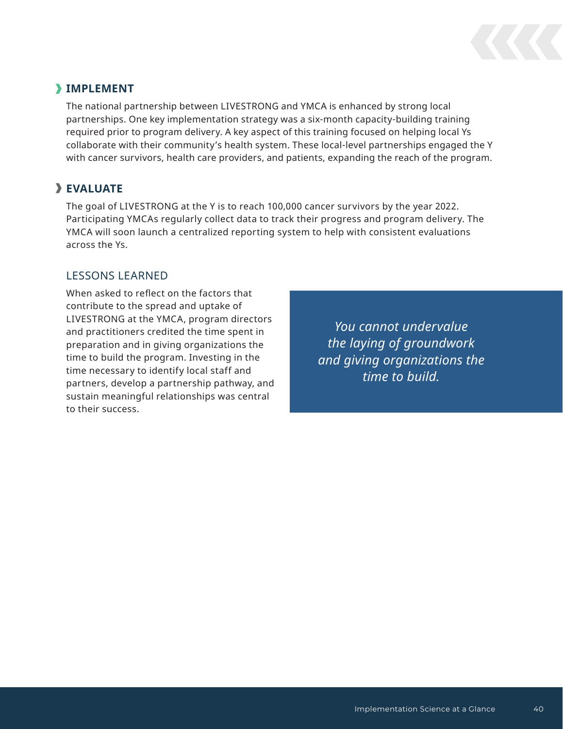### IMPLEMENT

The national partnership between LIVESTRONG and YMCA is enhanced by strong local partnerships. One key implementation strategy was a six-month capacity-building training required prior to program delivery. A key aspect of this training focused on helping local Ys collaborate with their community's health system. These local-level partnerships engaged the Y with cancer survivors, health care providers, and patients, expanding the reach of the program.

### EVALUATE

The goal of LIVESTRONG at the Y is to reach 100,000 cancer survivors by the year 2022. Participating YMCAs regularly collect data to track their progress and program delivery. The YMCA will soon launch a centralized reporting system to help with consistent evaluations across the Ys.

## LESSONS LEARNED

When asked to reflect on the factors that contribute to the spread and uptake of LIVESTRONG at the YMCA, program directors and practitioners credited the time spent in preparation and in giving organizations the time to build the program. Investing in the time necessary to identify local staff and partners, develop a partnership pathway, and sustain meaningful relationships was central to their success.

> *You cannot undervalue the laying of groundwork and giving organizations the time to build.*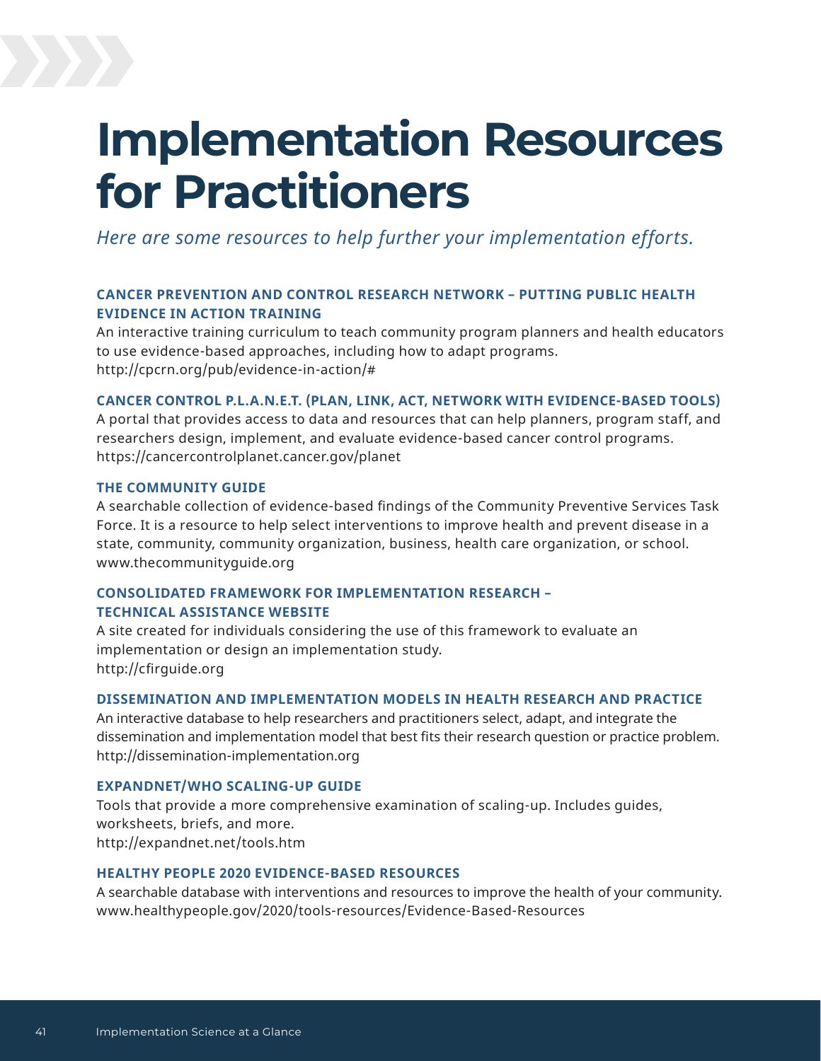# Implementation Resources for Practitioners

*Here are some resources to help further your implementation efforts.*

### CANCER PREVENTION AND CONTROL RESEARCH NETWORK – PUTTING PUBLIC HEALTH EVIDENCE IN ACTION TRAINING

An interactive training curriculum to teach community program planners and health educators to use evidence-based approaches, including how to adapt programs.
http://cpcrn.org/pub/evidence-in-action/#

### CANCER CONTROL P.L.A.N.E.T. (PLAN, LINK, ACT, NETWORK WITH EVIDENCE-BASED TOOLS)

A portal that provides access to data and resources that can help planners, program staff, and researchers design, implement, and evaluate evidence-based cancer control programs.
https://cancercontrolplanet.cancer.gov/planet

### THE COMMUNITY GUIDE

A searchable collection of evidence-based findings of the Community Preventive Services Task Force. It is a resource to help select interventions to improve health and prevent disease in a state, community, community organization, business, health care organization, or school.
www.thecommunityguide.org

### CONSOLIDATED FRAMEWORK FOR IMPLEMENTATION RESEARCH – TECHNICAL ASSISTANCE WEBSITE

A site created for individuals considering the use of this framework to evaluate an implementation or design an implementation study.
http://cfirguide.org

### DISSEMINATION AND IMPLEMENTATION MODELS IN HEALTH RESEARCH AND PRACTICE

An interactive database to help researchers and practitioners select, adapt, and integrate the dissemination and implementation model that best fits their research question or practice problem.
http://dissemination-implementation.org

### EXPANDNET/WHO SCALING-UP GUIDE

Tools that provide a more comprehensive examination of scaling-up. Includes guides, worksheets, briefs, and more.
http://expandnet.net/tools.htm

### HEALTHY PEOPLE 2020 EVIDENCE-BASED RESOURCES

A searchable database with interventions and resources to improve the health of your community.
www.healthypeople.gov/2020/tools-resources/Evidence-Based-Resources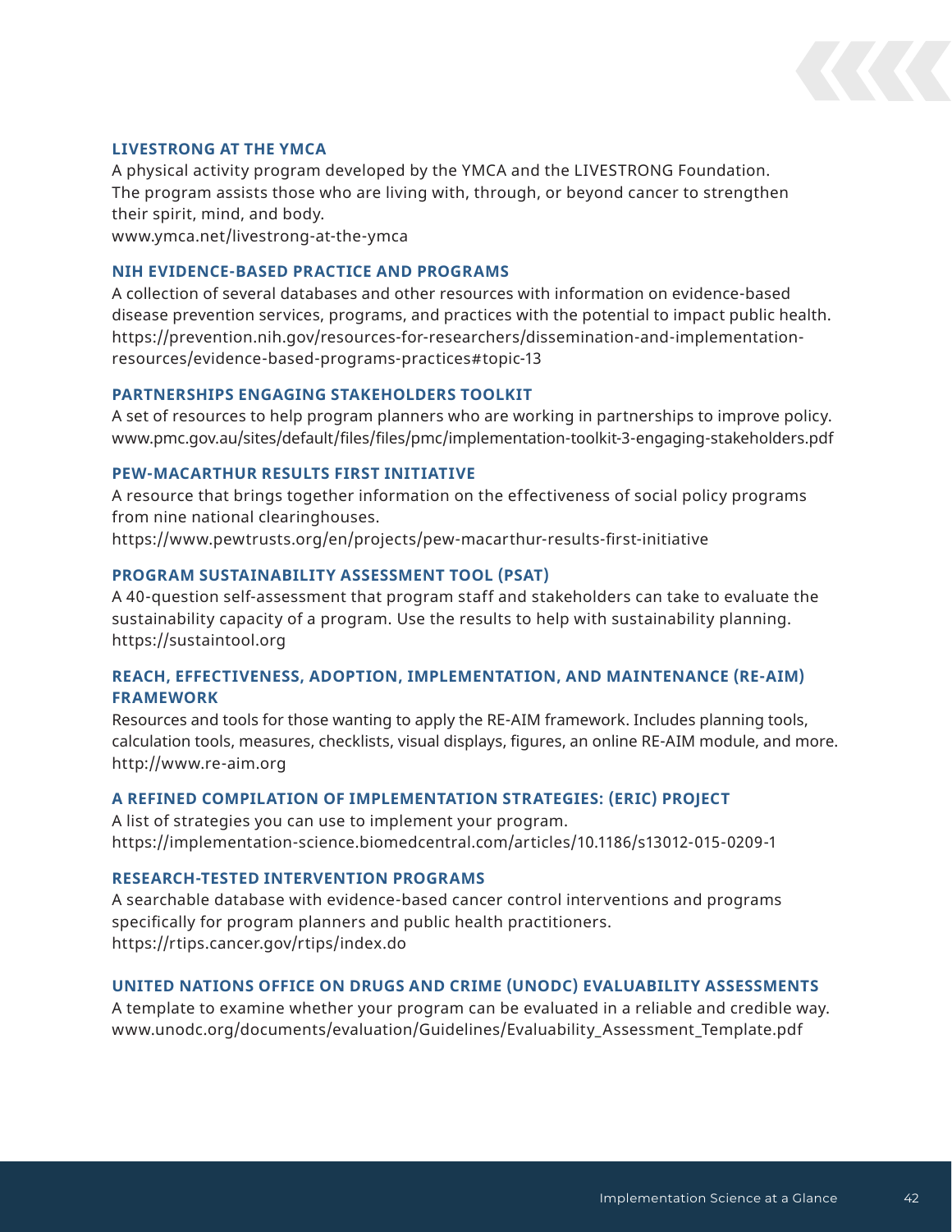### LIVESTRONG AT THE YMCA

A physical activity program developed by the YMCA and the LIVESTRONG Foundation. The program assists those who are living with, through, or beyond cancer to strengthen their spirit, mind, and body.
www.ymca.net/livestrong-at-the-ymca

### NIH EVIDENCE-BASED PRACTICE AND PROGRAMS

A collection of several databases and other resources with information on evidence-based disease prevention services, programs, and practices with the potential to impact public health.
https://prevention.nih.gov/resources-for-researchers/dissemination-and-implementation-resources/evidence-based-programs-practices#topic-13

### PARTNERSHIPS ENGAGING STAKEHOLDERS TOOLKIT

A set of resources to help program planners who are working in partnerships to improve policy.
www.pmc.gov.au/sites/default/files/files/pmc/implementation-toolkit-3-engaging-stakeholders.pdf

### PEW-MACARTHUR RESULTS FIRST INITIATIVE

A resource that brings together information on the effectiveness of social policy programs from nine national clearinghouses.
https://www.pewtrusts.org/en/projects/pew-macarthur-results-first-initiative

### PROGRAM SUSTAINABILITY ASSESSMENT TOOL (PSAT)

A 40-question self-assessment that program staff and stakeholders can take to evaluate the sustainability capacity of a program. Use the results to help with sustainability planning.
https://sustaintool.org

### REACH, EFFECTIVENESS, ADOPTION, IMPLEMENTATION, AND MAINTENANCE (RE-AIM) FRAMEWORK

Resources and tools for those wanting to apply the RE-AIM framework. Includes planning tools, calculation tools, measures, checklists, visual displays, figures, an online RE-AIM module, and more.
http://www.re-aim.org

### A REFINED COMPILATION OF IMPLEMENTATION STRATEGIES: (ERIC) PROJECT

A list of strategies you can use to implement your program.
https://implementation-science.biomedcentral.com/articles/10.1186/s13012-015-0209-1

### RESEARCH-TESTED INTERVENTION PROGRAMS

A searchable database with evidence-based cancer control interventions and programs specifically for program planners and public health practitioners.
https://rtips.cancer.gov/rtips/index.do

### UNITED NATIONS OFFICE ON DRUGS AND CRIME (UNODC) EVALUABILITY ASSESSMENTS

A template to examine whether your program can be evaluated in a reliable and credible way.
www.unodc.org/documents/evaluation/Guidelines/Evaluability_Assessment_Template.pdf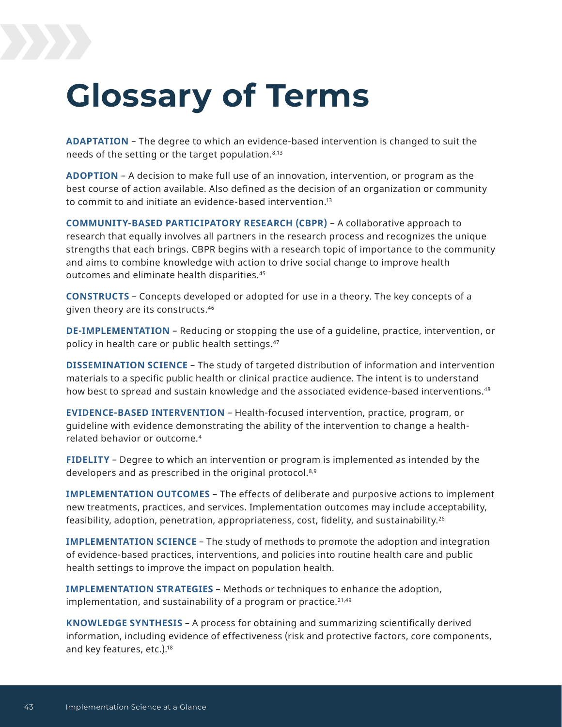# Glossary of Terms

**ADAPTATION** – The degree to which an evidence-based intervention is changed to suit the needs of the setting or the target population.[8,13]

**ADOPTION** – A decision to make full use of an innovation, intervention, or program as the best course of action available. Also defined as the decision of an organization or community to commit to and initiate an evidence-based intervention.[13]

**COMMUNITY-BASED PARTICIPATORY RESEARCH (CBPR)** – A collaborative approach to research that equally involves all partners in the research process and recognizes the unique strengths that each brings. CBPR begins with a research topic of importance to the community and aims to combine knowledge with action to drive social change to improve health outcomes and eliminate health disparities.[45]

**CONSTRUCTS** – Concepts developed or adopted for use in a theory. The key concepts of a given theory are its constructs.[46]

**DE-IMPLEMENTATION** – Reducing or stopping the use of a guideline, practice, intervention, or policy in health care or public health settings.[47]

**DISSEMINATION SCIENCE** – The study of targeted distribution of information and intervention materials to a specific public health or clinical practice audience. The intent is to understand how best to spread and sustain knowledge and the associated evidence-based interventions.[48]

**EVIDENCE-BASED INTERVENTION** – Health-focused intervention, practice, program, or guideline with evidence demonstrating the ability of the intervention to change a health-related behavior or outcome.[4]

**FIDELITY** – Degree to which an intervention or program is implemented as intended by the developers and as prescribed in the original protocol.[8,9]

**IMPLEMENTATION OUTCOMES** – The effects of deliberate and purposive actions to implement new treatments, practices, and services. Implementation outcomes may include acceptability, feasibility, adoption, penetration, appropriateness, cost, fidelity, and sustainability.[26]

**IMPLEMENTATION SCIENCE** – The study of methods to promote the adoption and integration of evidence-based practices, interventions, and policies into routine health care and public health settings to improve the impact on population health.

**IMPLEMENTATION STRATEGIES** – Methods or techniques to enhance the adoption, implementation, and sustainability of a program or practice.[21,49]

**KNOWLEDGE SYNTHESIS** – A process for obtaining and summarizing scientifically derived information, including evidence of effectiveness (risk and protective factors, core components, and key features, etc.).[18]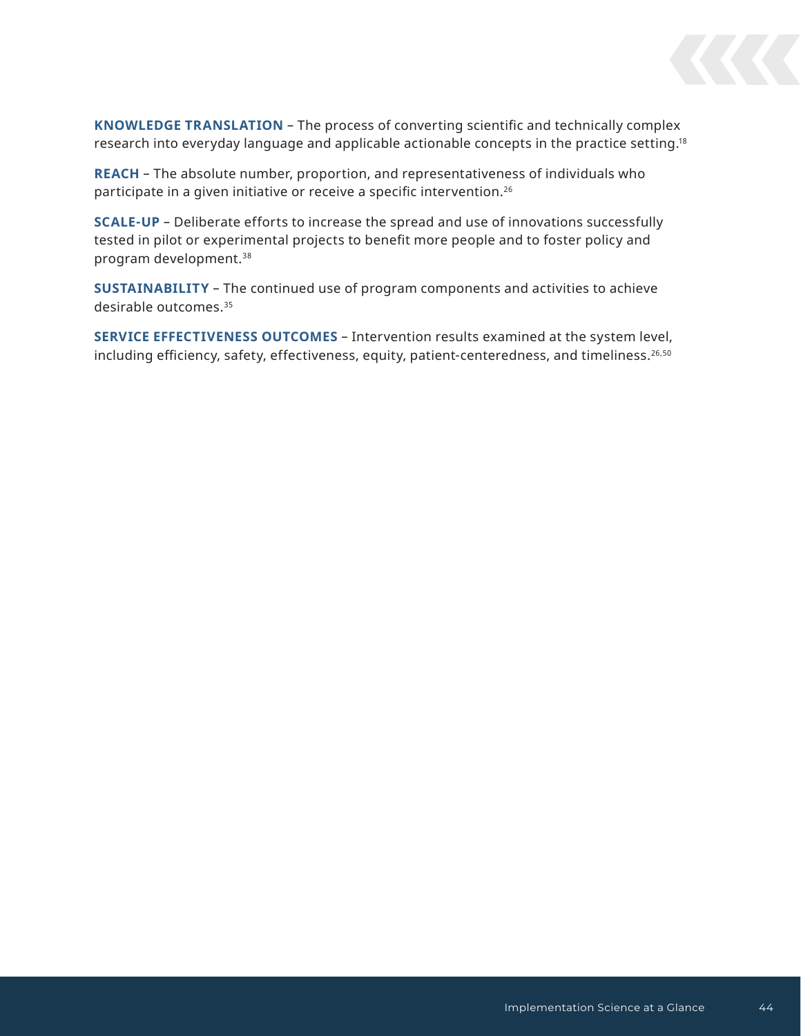**KNOWLEDGE TRANSLATION** – The process of converting scientific and technically complex research into everyday language and applicable actionable concepts in the practice setting.[18]

**REACH** – The absolute number, proportion, and representativeness of individuals who participate in a given initiative or receive a specific intervention.[26]

**SCALE-UP** – Deliberate efforts to increase the spread and use of innovations successfully tested in pilot or experimental projects to benefit more people and to foster policy and program development.[38]

**SUSTAINABILITY** – The continued use of program components and activities to achieve desirable outcomes.[35]

**SERVICE EFFECTIVENESS OUTCOMES** – Intervention results examined at the system level, including efficiency, safety, effectiveness, equity, patient-centeredness, and timeliness.[26,50]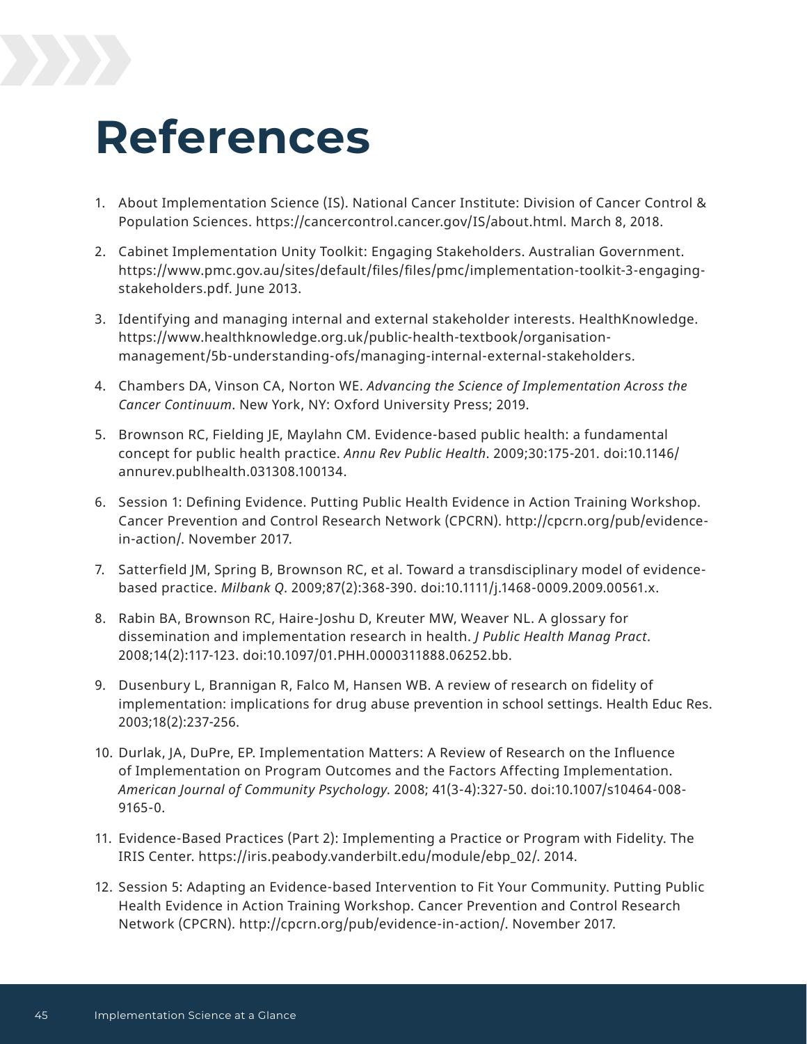# References

1. About Implementation Science (IS). National Cancer Institute: Division of Cancer Control & Population Sciences. https://cancercontrol.cancer.gov/IS/about.html. March 8, 2018.

2. Cabinet Implementation Unity Toolkit: Engaging Stakeholders. Australian Government. https://www.pmc.gov.au/sites/default/files/files/pmc/implementation-toolkit-3-engaging-stakeholders.pdf. June 2013.

3. Identifying and managing internal and external stakeholder interests. HealthKnowledge. https://www.healthknowledge.org.uk/public-health-textbook/organisation-management/5b-understanding-ofs/managing-internal-external-stakeholders.

4. Chambers DA, Vinson CA, Norton WE. *Advancing the Science of Implementation Across the Cancer Continuum*. New York, NY: Oxford University Press; 2019.

5. Brownson RC, Fielding JE, Maylahn CM. Evidence-based public health: a fundamental concept for public health practice. *Annu Rev Public Health*. 2009;30:175-201. doi:10.1146/annurev.publhealth.031308.100134.

6. Session 1: Defining Evidence. Putting Public Health Evidence in Action Training Workshop. Cancer Prevention and Control Research Network (CPCRN). http://cpcrn.org/pub/evidence-in-action/. November 2017.

7. Satterfield JM, Spring B, Brownson RC, et al. Toward a transdisciplinary model of evidence-based practice. *Milbank Q*. 2009;87(2):368-390. doi:10.1111/j.1468-0009.2009.00561.x.

8. Rabin BA, Brownson RC, Haire-Joshu D, Kreuter MW, Weaver NL. A glossary for dissemination and implementation research in health. *J Public Health Manag Pract*. 2008;14(2):117-123. doi:10.1097/01.PHH.0000311888.06252.bb.

9. Dusenbury L, Brannigan R, Falco M, Hansen WB. A review of research on fidelity of implementation: implications for drug abuse prevention in school settings. Health Educ Res. 2003;18(2):237-256.

10. Durlak, JA, DuPre, EP. Implementation Matters: A Review of Research on the Influence of Implementation on Program Outcomes and the Factors Affecting Implementation. *American Journal of Community Psychology*. 2008; 41(3-4):327-50. doi:10.1007/s10464-008-9165-0.

11. Evidence-Based Practices (Part 2): Implementing a Practice or Program with Fidelity. The IRIS Center. https://iris.peabody.vanderbilt.edu/module/ebp_02/. 2014.

12. Session 5: Adapting an Evidence-based Intervention to Fit Your Community. Putting Public Health Evidence in Action Training Workshop. Cancer Prevention and Control Research Network (CPCRN). http://cpcrn.org/pub/evidence-in-action/. November 2017.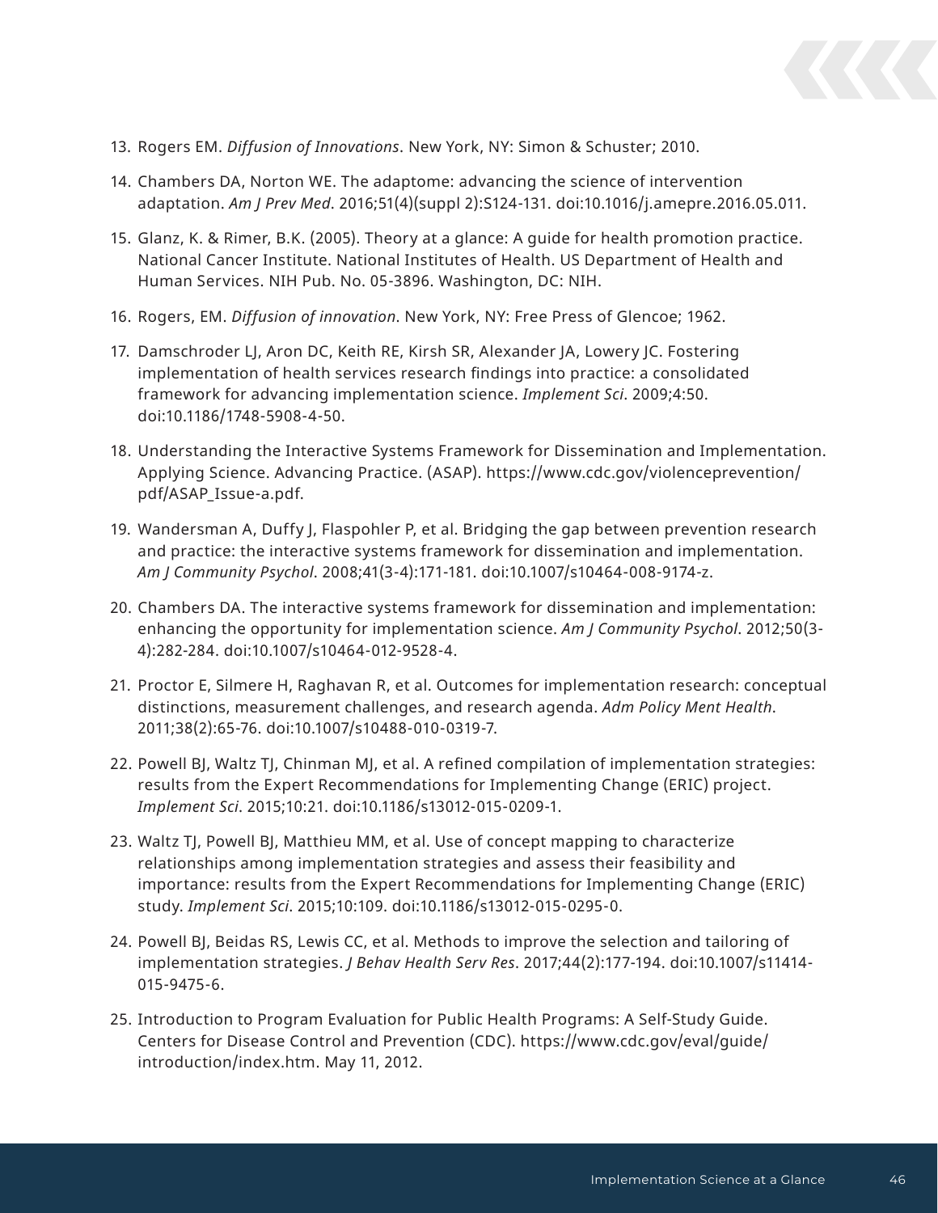13. Rogers EM. *Diffusion of Innovations*. New York, NY: Simon & Schuster; 2010.
14. Chambers DA, Norton WE. The adaptome: advancing the science of intervention adaptation. *Am J Prev Med*. 2016;51(4)(suppl 2):S124-131. doi:10.1016/j.amepre.2016.05.011.
15. Glanz, K. & Rimer, B.K. (2005). Theory at a glance: A guide for health promotion practice. National Cancer Institute. National Institutes of Health. US Department of Health and Human Services. NIH Pub. No. 05-3896. Washington, DC: NIH.
16. Rogers, EM. *Diffusion of innovation*. New York, NY: Free Press of Glencoe; 1962.
17. Damschroder LJ, Aron DC, Keith RE, Kirsh SR, Alexander JA, Lowery JC. Fostering implementation of health services research findings into practice: a consolidated framework for advancing implementation science. *Implement Sci*. 2009;4:50. doi:10.1186/1748-5908-4-50.
18. Understanding the Interactive Systems Framework for Dissemination and Implementation. Applying Science. Advancing Practice. (ASAP). https://www.cdc.gov/violenceprevention/pdf/ASAP_Issue-a.pdf.
19. Wandersman A, Duffy J, Flaspohler P, et al. Bridging the gap between prevention research and practice: the interactive systems framework for dissemination and implementation. *Am J Community Psychol*. 2008;41(3-4):171-181. doi:10.1007/s10464-008-9174-z.
20. Chambers DA. The interactive systems framework for dissemination and implementation: enhancing the opportunity for implementation science. *Am J Community Psychol*. 2012;50(3-4):282-284. doi:10.1007/s10464-012-9528-4.
21. Proctor E, Silmere H, Raghavan R, et al. Outcomes for implementation research: conceptual distinctions, measurement challenges, and research agenda. *Adm Policy Ment Health*. 2011;38(2):65-76. doi:10.1007/s10488-010-0319-7.
22. Powell BJ, Waltz TJ, Chinman MJ, et al. A refined compilation of implementation strategies: results from the Expert Recommendations for Implementing Change (ERIC) project. *Implement Sci*. 2015;10:21. doi:10.1186/s13012-015-0209-1.
23. Waltz TJ, Powell BJ, Matthieu MM, et al. Use of concept mapping to characterize relationships among implementation strategies and assess their feasibility and importance: results from the Expert Recommendations for Implementing Change (ERIC) study. *Implement Sci*. 2015;10:109. doi:10.1186/s13012-015-0295-0.
24. Powell BJ, Beidas RS, Lewis CC, et al. Methods to improve the selection and tailoring of implementation strategies. *J Behav Health Serv Res*. 2017;44(2):177-194. doi:10.1007/s11414-015-9475-6.
25. Introduction to Program Evaluation for Public Health Programs: A Self-Study Guide. Centers for Disease Control and Prevention (CDC). https://www.cdc.gov/eval/guide/introduction/index.htm. May 11, 2012.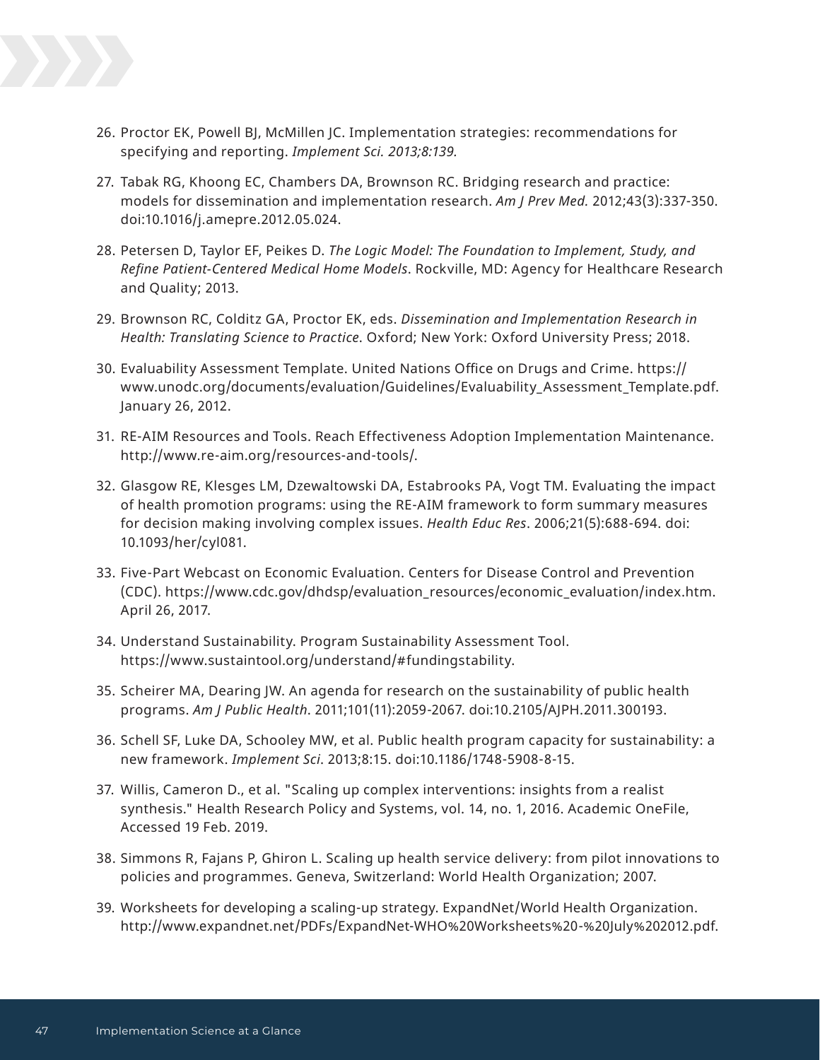26. Proctor EK, Powell BJ, McMillen JC. Implementation strategies: recommendations for specifying and reporting. *Implement Sci. 2013;8:139.*

27. Tabak RG, Khoong EC, Chambers DA, Brownson RC. Bridging research and practice: models for dissemination and implementation research. *Am J Prev Med.* 2012;43(3):337-350. doi:10.1016/j.amepre.2012.05.024.

28. Petersen D, Taylor EF, Peikes D. *The Logic Model: The Foundation to Implement, Study, and Refine Patient-Centered Medical Home Models*. Rockville, MD: Agency for Healthcare Research and Quality; 2013.

29. Brownson RC, Colditz GA, Proctor EK, eds. *Dissemination and Implementation Research in Health: Translating Science to Practice*. Oxford; New York: Oxford University Press; 2018.

30. Evaluability Assessment Template. United Nations Office on Drugs and Crime. https://www.unodc.org/documents/evaluation/Guidelines/Evaluability_Assessment_Template.pdf. January 26, 2012.

31. RE-AIM Resources and Tools. Reach Effectiveness Adoption Implementation Maintenance. http://www.re-aim.org/resources-and-tools/.

32. Glasgow RE, Klesges LM, Dzewaltowski DA, Estabrooks PA, Vogt TM. Evaluating the impact of health promotion programs: using the RE-AIM framework to form summary measures for decision making involving complex issues. *Health Educ Res*. 2006;21(5):688-694. doi: 10.1093/her/cyl081.

33. Five-Part Webcast on Economic Evaluation. Centers for Disease Control and Prevention (CDC). https://www.cdc.gov/dhdsp/evaluation_resources/economic_evaluation/index.htm. April 26, 2017.

34. Understand Sustainability. Program Sustainability Assessment Tool. https://www.sustaintool.org/understand/#fundingstability.

35. Scheirer MA, Dearing JW. An agenda for research on the sustainability of public health programs. *Am J Public Health*. 2011;101(11):2059-2067. doi:10.2105/AJPH.2011.300193.

36. Schell SF, Luke DA, Schooley MW, et al. Public health program capacity for sustainability: a new framework. *Implement Sci*. 2013;8:15. doi:10.1186/1748-5908-8-15.

37. Willis, Cameron D., et al. "Scaling up complex interventions: insights from a realist synthesis." Health Research Policy and Systems, vol. 14, no. 1, 2016. Academic OneFile, Accessed 19 Feb. 2019.

38. Simmons R, Fajans P, Ghiron L. Scaling up health service delivery: from pilot innovations to policies and programmes. Geneva, Switzerland: World Health Organization; 2007.

39. Worksheets for developing a scaling-up strategy. ExpandNet/World Health Organization. http://www.expandnet.net/PDFs/ExpandNet-WHO%20Worksheets%20-%20July%202012.pdf.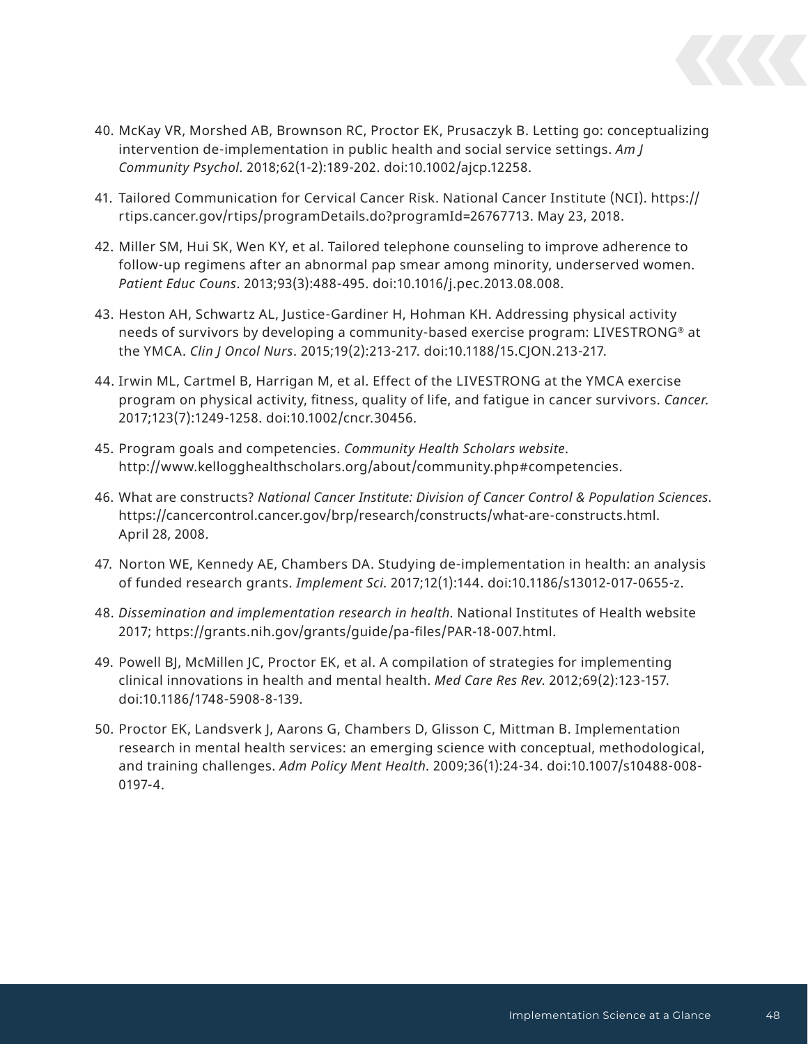40. McKay VR, Morshed AB, Brownson RC, Proctor EK, Prusaczyk B. Letting go: conceptualizing intervention de-implementation in public health and social service settings. *Am J Community Psychol*. 2018;62(1-2):189-202. doi:10.1002/ajcp.12258.

41. Tailored Communication for Cervical Cancer Risk. National Cancer Institute (NCI). https://rtips.cancer.gov/rtips/programDetails.do?programId=26767713. May 23, 2018.

42. Miller SM, Hui SK, Wen KY, et al. Tailored telephone counseling to improve adherence to follow-up regimens after an abnormal pap smear among minority, underserved women. *Patient Educ Couns*. 2013;93(3):488-495. doi:10.1016/j.pec.2013.08.008.

43. Heston AH, Schwartz AL, Justice-Gardiner H, Hohman KH. Addressing physical activity needs of survivors by developing a community-based exercise program: LIVESTRONG® at the YMCA. *Clin J Oncol Nurs*. 2015;19(2):213-217. doi:10.1188/15.CJON.213-217.

44. Irwin ML, Cartmel B, Harrigan M, et al. Effect of the LIVESTRONG at the YMCA exercise program on physical activity, fitness, quality of life, and fatigue in cancer survivors. *Cancer.* 2017;123(7):1249-1258. doi:10.1002/cncr.30456.

45. Program goals and competencies. *Community Health Scholars website*. http://www.kellogghealthscholars.org/about/community.php#competencies.

46. What are constructs? *National Cancer Institute: Division of Cancer Control & Population Sciences*. https://cancercontrol.cancer.gov/brp/research/constructs/what-are-constructs.html. April 28, 2008.

47. Norton WE, Kennedy AE, Chambers DA. Studying de-implementation in health: an analysis of funded research grants. *Implement Sci*. 2017;12(1):144. doi:10.1186/s13012-017-0655-z.

48. *Dissemination and implementation research in health*. National Institutes of Health website 2017; https://grants.nih.gov/grants/guide/pa-files/PAR-18-007.html.

49. Powell BJ, McMillen JC, Proctor EK, et al. A compilation of strategies for implementing clinical innovations in health and mental health. *Med Care Res Rev*. 2012;69(2):123-157. doi:10.1186/1748-5908-8-139.

50. Proctor EK, Landsverk J, Aarons G, Chambers D, Glisson C, Mittman B. Implementation research in mental health services: an emerging science with conceptual, methodological, and training challenges. *Adm Policy Ment Health*. 2009;36(1):24-34. doi:10.1007/s10488-008-0197-4.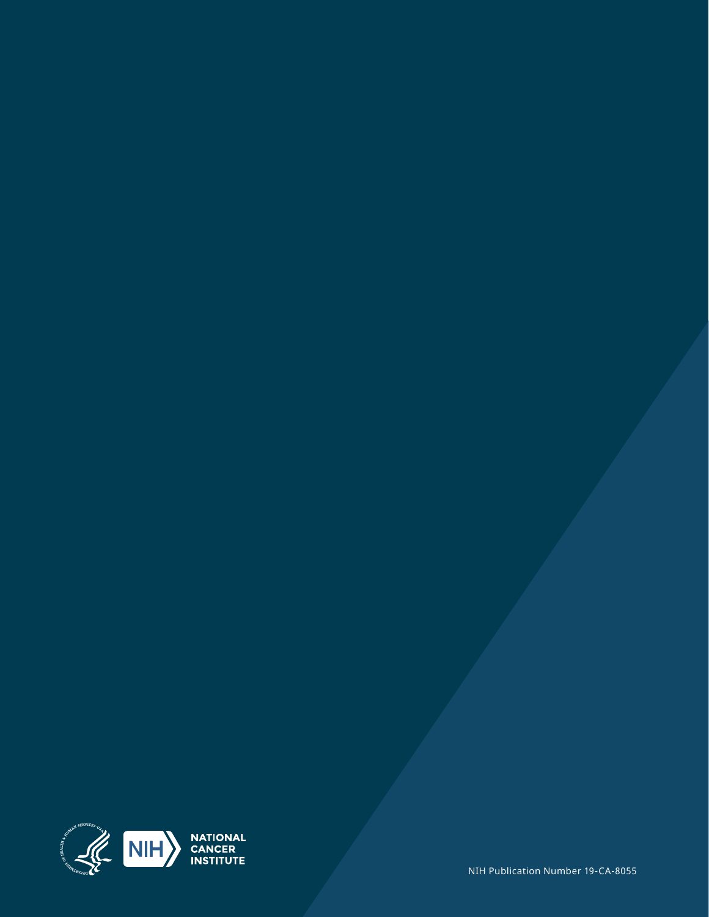NATIONAL CANCER INSTITUTE

NIH Publication Number 19-CA-8055